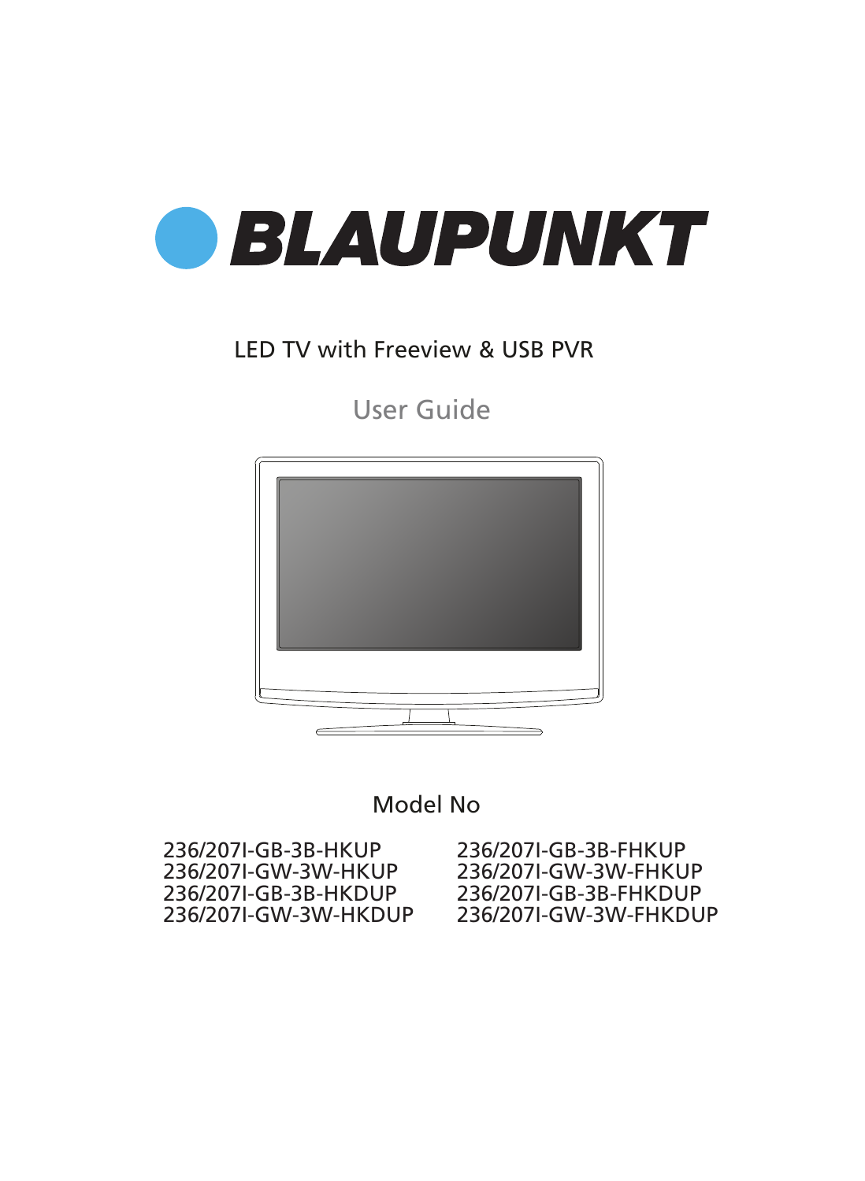# BLAUPUNKT

LED TV with Freeview & USB PVR

User Guide

Model No

236/207I-GB-3B-HKUP
236/207I-GW-3W-HKUP
236/207I-GB-3B-HKDUP
236/207I-GW-3W-HKDUP

236/207I-GB-3B-FHKUP
236/207I-GW-3W-FHKUP
236/207I-GB-3B-FHKDUP
236/207I-GW-3W-FHKDUP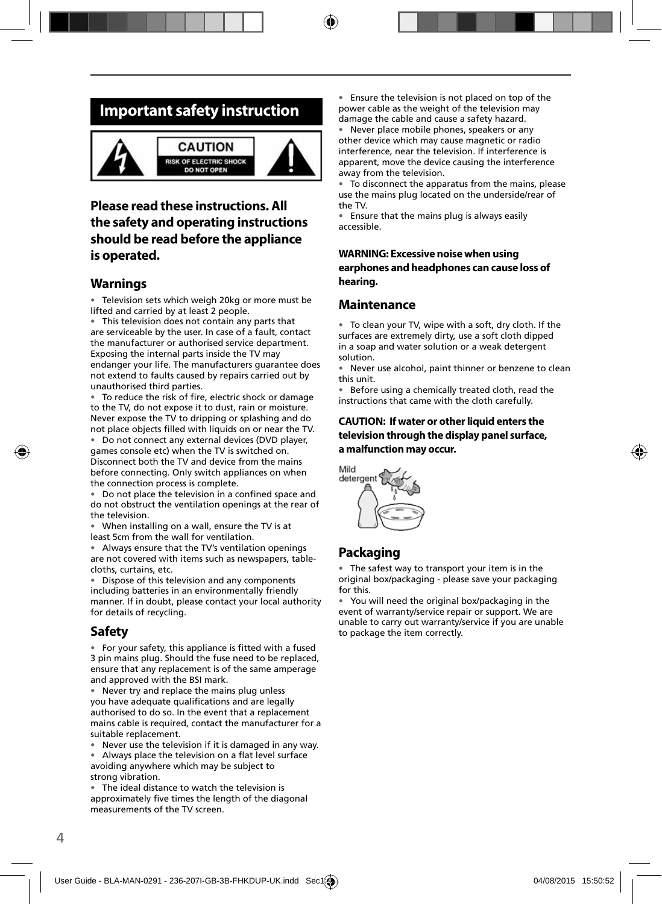# Important safety instruction

CAUTION
RISK OF ELECTRIC SHOCK
DO NOT OPEN

### Please read these instructions. All the safety and operating instructions should be read before the appliance is operated.

## Warnings

- Television sets which weigh 20kg or more must be lifted and carried by at least 2 people.
- This television does not contain any parts that are serviceable by the user. In case of a fault, contact the manufacturer or authorised service department. Exposing the internal parts inside the TV may endanger your life. The manufacturers guarantee does not extend to faults caused by repairs carried out by unauthorised third parties.
- To reduce the risk of fire, electric shock or damage to the TV, do not expose it to dust, rain or moisture. Never expose the TV to dripping or splashing and do not place objects filled with liquids on or near the TV.
- Do not connect any external devices (DVD player, games console etc) when the TV is switched on. Disconnect both the TV and device from the mains before connecting. Only switch appliances on when the connection process is complete.
- Do not place the television in a confined space and do not obstruct the ventilation openings at the rear of the television.
- When installing on a wall, ensure the TV is at least 5cm from the wall for ventilation.
- Always ensure that the TV's ventilation openings are not covered with items such as newspapers, table-cloths, curtains, etc.
- Dispose of this television and any components including batteries in an environmentally friendly manner. If in doubt, please contact your local authority for details of recycling.

## Safety

- For your safety, this appliance is fitted with a fused 3 pin mains plug. Should the fuse need to be replaced, ensure that any replacement is of the same amperage and approved with the BSI mark.
- Never try and replace the mains plug unless you have adequate qualifications and are legally authorised to do so. In the event that a replacement mains cable is required, contact the manufacturer for a suitable replacement.
- Never use the television if it is damaged in any way.
- Always place the television on a flat level surface avoiding anywhere which may be subject to strong vibration.
- The ideal distance to watch the television is approximately five times the length of the diagonal measurements of the TV screen.
- Ensure the television is not placed on top of the power cable as the weight of the television may damage the cable and cause a safety hazard.
- Never place mobile phones, speakers or any other device which may cause magnetic or radio interference, near the television. If interference is apparent, move the device causing the interference away from the television.
- To disconnect the apparatus from the mains, please use the mains plug located on the underside/rear of the TV.
- Ensure that the mains plug is always easily accessible.

**WARNING: Excessive noise when using earphones and headphones can cause loss of hearing.**

## Maintenance

- To clean your TV, wipe with a soft, dry cloth. If the surfaces are extremely dirty, use a soft cloth dipped in a soap and water solution or a weak detergent solution.
- Never use alcohol, paint thinner or benzene to clean this unit.
- Before using a chemically treated cloth, read the instructions that came with the cloth carefully.

**CAUTION: If water or other liquid enters the television through the display panel surface, a malfunction may occur.**

Mild detergent

## Packaging

- The safest way to transport your item is in the original box/packaging - please save your packaging for this.
- You will need the original box/packaging in the event of warranty/service repair or support. We are unable to carry out warranty/service if you are unable to package the item correctly.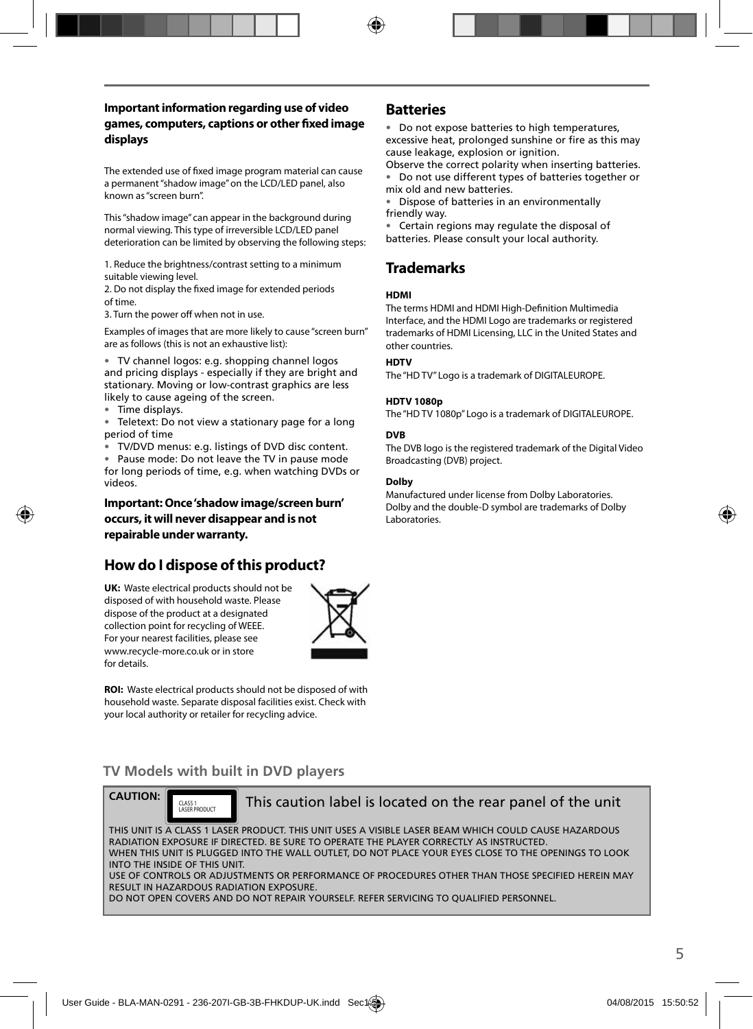### Important information regarding use of video games, computers, captions or other fixed image displays

The extended use of fixed image program material can cause a permanent "shadow image" on the LCD/LED panel, also known as "screen burn".

This "shadow image" can appear in the background during normal viewing. This type of irreversible LCD/LED panel deterioration can be limited by observing the following steps:

1. Reduce the brightness/contrast setting to a minimum suitable viewing level.
2. Do not display the fixed image for extended periods of time.
3. Turn the power off when not in use.

Examples of images that are more likely to cause "screen burn" are as follows (this is not an exhaustive list):

- TV channel logos: e.g. shopping channel logos and pricing displays - especially if they are bright and stationary. Moving or low-contrast graphics are less likely to cause ageing of the screen.
- Time displays.
- Teletext: Do not view a stationary page for a long period of time
- TV/DVD menus: e.g. listings of DVD disc content.
- Pause mode: Do not leave the TV in pause mode for long periods of time, e.g. when watching DVDs or videos.

**Important: Once 'shadow image/screen burn' occurs, it will never disappear and is not repairable under warranty.**

## How do I dispose of this product?

**UK:** Waste electrical products should not be disposed of with household waste. Please dispose of the product at a designated collection point for recycling of WEEE. For your nearest facilities, please see www.recycle-more.co.uk or in store for details.

**ROI:** Waste electrical products should not be disposed of with household waste. Separate disposal facilities exist. Check with your local authority or retailer for recycling advice.

## Batteries

- Do not expose batteries to high temperatures, excessive heat, prolonged sunshine or fire as this may cause leakage, explosion or ignition.

Observe the correct polarity when inserting batteries.

- Do not use different types of batteries together or mix old and new batteries.
- Dispose of batteries in an environmentally friendly way.
- Certain regions may regulate the disposal of batteries. Please consult your local authority.

## Trademarks

**HDMI**

The terms HDMI and HDMI High-Definition Multimedia Interface, and the HDMI Logo are trademarks or registered trademarks of HDMI Licensing, LLC in the United States and other countries.

**HDTV**

The "HD TV" Logo is a trademark of DIGITALEUROPE.

**HDTV 1080p**

The "HD TV 1080p" Logo is a trademark of DIGITALEUROPE.

**DVB**

The DVB logo is the registered trademark of the Digital Video Broadcasting (DVB) project.

**Dolby**

Manufactured under license from Dolby Laboratories. Dolby and the double-D symbol are trademarks of Dolby Laboratories.

## TV Models with built in DVD players

**CAUTION:** CLASS 1 LASER PRODUCT — This caution label is located on the rear panel of the unit

THIS UNIT IS A CLASS 1 LASER PRODUCT. THIS UNIT USES A VISIBLE LASER BEAM WHICH COULD CAUSE HAZARDOUS RADIATION EXPOSURE IF DIRECTED. BE SURE TO OPERATE THE PLAYER CORRECTLY AS INSTRUCTED.
WHEN THIS UNIT IS PLUGGED INTO THE WALL OUTLET, DO NOT PLACE YOUR EYES CLOSE TO THE OPENINGS TO LOOK INTO THE INSIDE OF THIS UNIT.
USE OF CONTROLS OR ADJUSTMENTS OR PERFORMANCE OF PROCEDURES OTHER THAN THOSE SPECIFIED HEREIN MAY RESULT IN HAZARDOUS RADIATION EXPOSURE.
DO NOT OPEN COVERS AND DO NOT REPAIR YOURSELF. REFER SERVICING TO QUALIFIED PERSONNEL.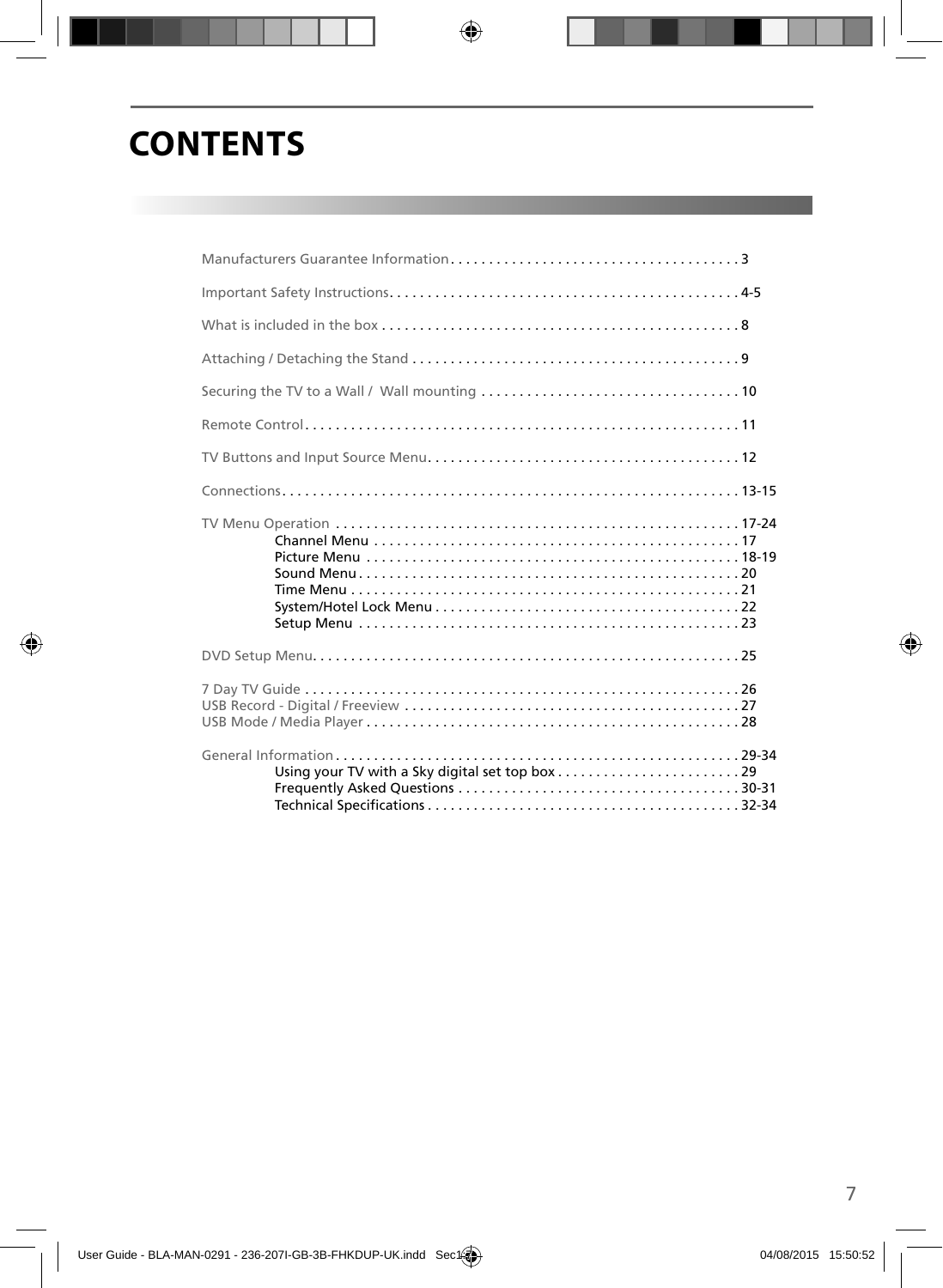# CONTENTS

Manufacturers Guarantee Information . . . . . . . . . . . . . . . . . . . . . . . . . . . . . . . . . . . . . . 3

Important Safety Instructions. . . . . . . . . . . . . . . . . . . . . . . . . . . . . . . . . . . . . . . . . . . . . 4-5

What is included in the box . . . . . . . . . . . . . . . . . . . . . . . . . . . . . . . . . . . . . . . . . . . . . . 8

Attaching / Detaching the Stand . . . . . . . . . . . . . . . . . . . . . . . . . . . . . . . . . . . . . . . . . . 9

Securing the TV to a Wall / Wall mounting . . . . . . . . . . . . . . . . . . . . . . . . . . . . . . . . . 10

Remote Control. . . . . . . . . . . . . . . . . . . . . . . . . . . . . . . . . . . . . . . . . . . . . . . . . . . . . . . . 11

TV Buttons and Input Source Menu. . . . . . . . . . . . . . . . . . . . . . . . . . . . . . . . . . . . . . . . 12

Connections. . . . . . . . . . . . . . . . . . . . . . . . . . . . . . . . . . . . . . . . . . . . . . . . . . . . . . . . . . . 13-15

TV Menu Operation . . . . . . . . . . . . . . . . . . . . . . . . . . . . . . . . . . . . . . . . . . . . . . . . . . . . 17-24
- Channel Menu . . . . . . . . . . . . . . . . . . . . . . . . . . . . . . . . . . . . . . . . . . . . . . . 17
- Picture Menu . . . . . . . . . . . . . . . . . . . . . . . . . . . . . . . . . . . . . . . . . . . . . . . . 18-19
- Sound Menu . . . . . . . . . . . . . . . . . . . . . . . . . . . . . . . . . . . . . . . . . . . . . . . . . 20
- Time Menu . . . . . . . . . . . . . . . . . . . . . . . . . . . . . . . . . . . . . . . . . . . . . . . . . . 21
- System/Hotel Lock Menu . . . . . . . . . . . . . . . . . . . . . . . . . . . . . . . . . . . . . . . 22
- Setup Menu . . . . . . . . . . . . . . . . . . . . . . . . . . . . . . . . . . . . . . . . . . . . . . . . . 23

DVD Setup Menu. . . . . . . . . . . . . . . . . . . . . . . . . . . . . . . . . . . . . . . . . . . . . . . . . . . . . . . 25

7 Day TV Guide . . . . . . . . . . . . . . . . . . . . . . . . . . . . . . . . . . . . . . . . . . . . . . . . . . . . . . . . 26
USB Record - Digital / Freeview . . . . . . . . . . . . . . . . . . . . . . . . . . . . . . . . . . . . . . . . . . . 27
USB Mode / Media Player . . . . . . . . . . . . . . . . . . . . . . . . . . . . . . . . . . . . . . . . . . . . . . . . 28

General Information . . . . . . . . . . . . . . . . . . . . . . . . . . . . . . . . . . . . . . . . . . . . . . . . . . . . 29-34
- Using your TV with a Sky digital set top box . . . . . . . . . . . . . . . . . . . . . . . . 29
- Frequently Asked Questions . . . . . . . . . . . . . . . . . . . . . . . . . . . . . . . . . . . . 30-31
- Technical Specifications . . . . . . . . . . . . . . . . . . . . . . . . . . . . . . . . . . . . . . . . 32-34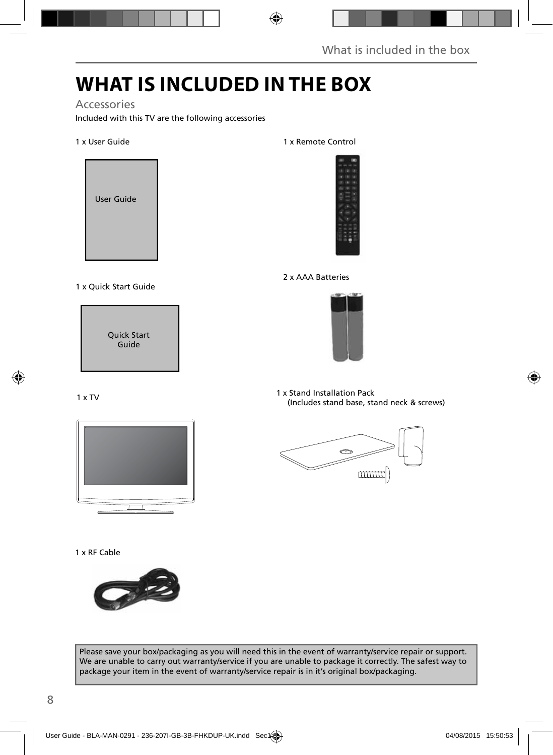# WHAT IS INCLUDED IN THE BOX

## Accessories

Included with this TV are the following accessories

1 x User Guide

User Guide

1 x Remote Control

2 x AAA Batteries

1 x Quick Start Guide

Quick Start Guide

1 x TV

1 x Stand Installation Pack
(Includes stand base, stand neck & screws)

1 x RF Cable

Please save your box/packaging as you will need this in the event of warranty/service repair or support. We are unable to carry out warranty/service if you are unable to package it correctly. The safest way to package your item in the event of warranty/service repair is in it's original box/packaging.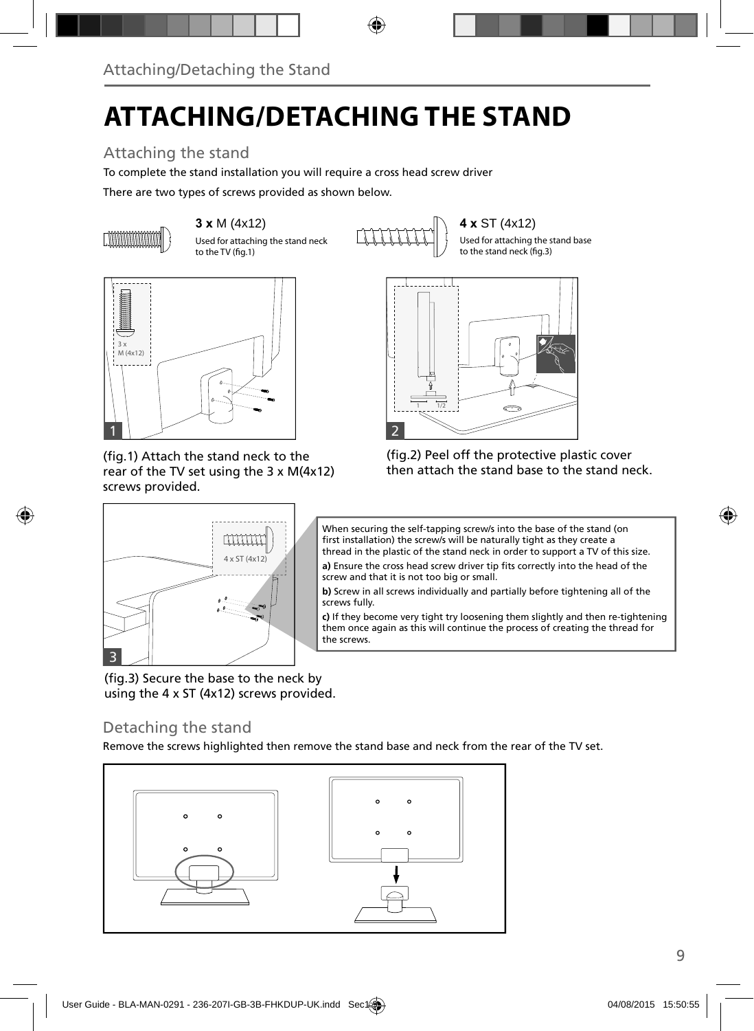# ATTACHING/DETACHING THE STAND

## Attaching the stand

To complete the stand installation you will require a cross head screw driver

There are two types of screws provided as shown below.

**3 x** M (4x12)
Used for attaching the stand neck to the TV (fig.1)

**4 x** ST (4x12)
Used for attaching the stand base to the stand neck (fig.3)

(fig.1) Attach the stand neck to the rear of the TV set using the 3 x M(4x12) screws provided.

(fig.2) Peel off the protective plastic cover then attach the stand base to the stand neck.

When securing the self-tapping screw/s into the base of the stand (on first installation) the screw/s will be naturally tight as they create a thread in the plastic of the stand neck in order to support a TV of this size.

**a)** Ensure the cross head screw driver tip fits correctly into the head of the screw and that it is not too big or small.

**b)** Screw in all screws individually and partially before tightening all of the screws fully.

**c)** If they become very tight try loosening them slightly and then re-tightening them once again as this will continue the process of creating the thread for the screws.

(fig.3) Secure the base to the neck by using the 4 x ST (4x12) screws provided.

## Detaching the stand

Remove the screws highlighted then remove the stand base and neck from the rear of the TV set.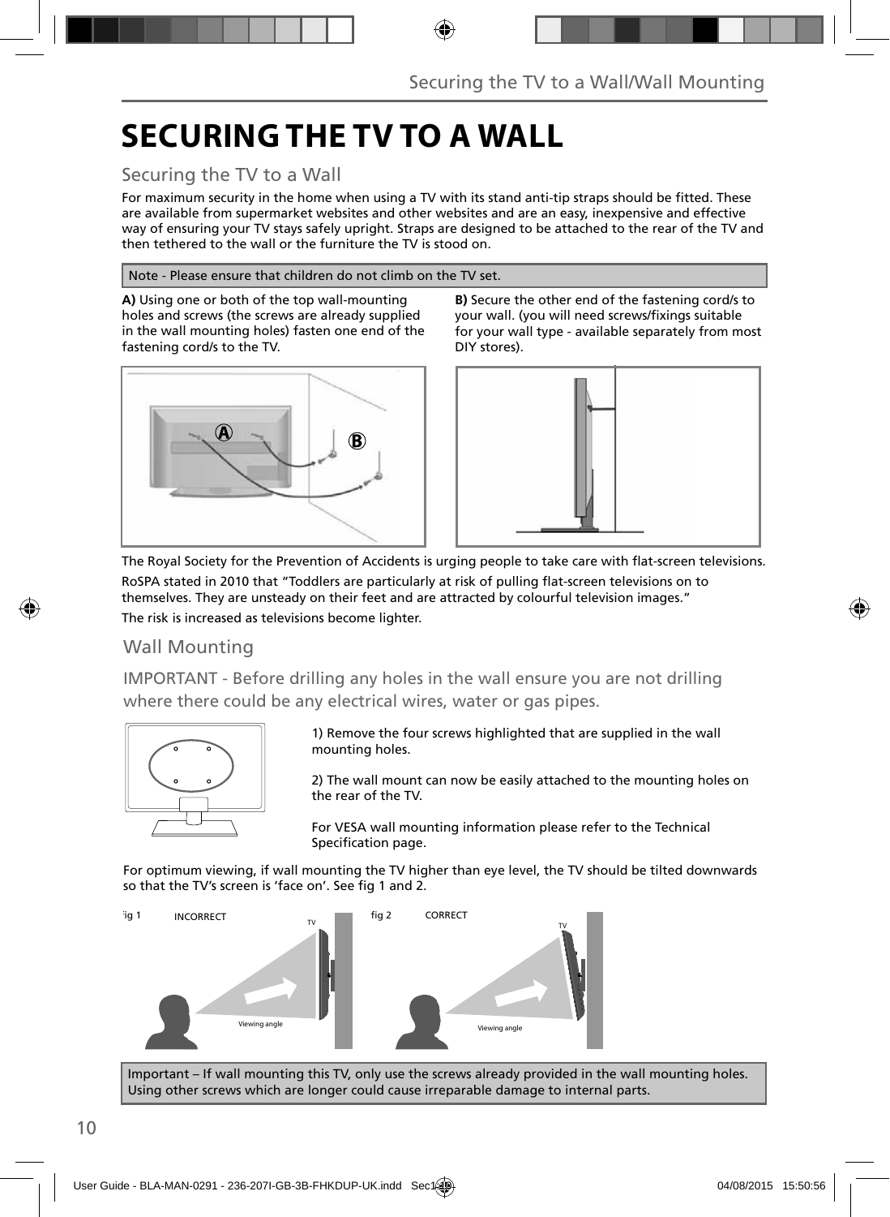# SECURING THE TV TO A WALL

## Securing the TV to a Wall

For maximum security in the home when using a TV with its stand anti-tip straps should be fitted. These are available from supermarket websites and other websites and are an easy, inexpensive and effective way of ensuring your TV stays safely upright. Straps are designed to be attached to the rear of the TV and then tethered to the wall or the furniture the TV is stood on.

Note - Please ensure that children do not climb on the TV set.

**A)** Using one or both of the top wall-mounting holes and screws (the screws are already supplied in the wall mounting holes) fasten one end of the fastening cord/s to the TV.

**B)** Secure the other end of the fastening cord/s to your wall. (you will need screws/fixings suitable for your wall type - available separately from most DIY stores).

The Royal Society for the Prevention of Accidents is urging people to take care with flat-screen televisions.

RoSPA stated in 2010 that "Toddlers are particularly at risk of pulling flat-screen televisions on to themselves. They are unsteady on their feet and are attracted by colourful television images."

The risk is increased as televisions become lighter.

## Wall Mounting

IMPORTANT - Before drilling any holes in the wall ensure you are not drilling where there could be any electrical wires, water or gas pipes.

1) Remove the four screws highlighted that are supplied in the wall mounting holes.

2) The wall mount can now be easily attached to the mounting holes on the rear of the TV.

For VESA wall mounting information please refer to the Technical Specification page.

For optimum viewing, if wall mounting the TV higher than eye level, the TV should be tilted downwards so that the TV's screen is 'face on'. See fig 1 and 2.

fig 1 INCORRECT

fig 2 CORRECT

Important – If wall mounting this TV, only use the screws already provided in the wall mounting holes. Using other screws which are longer could cause irreparable damage to internal parts.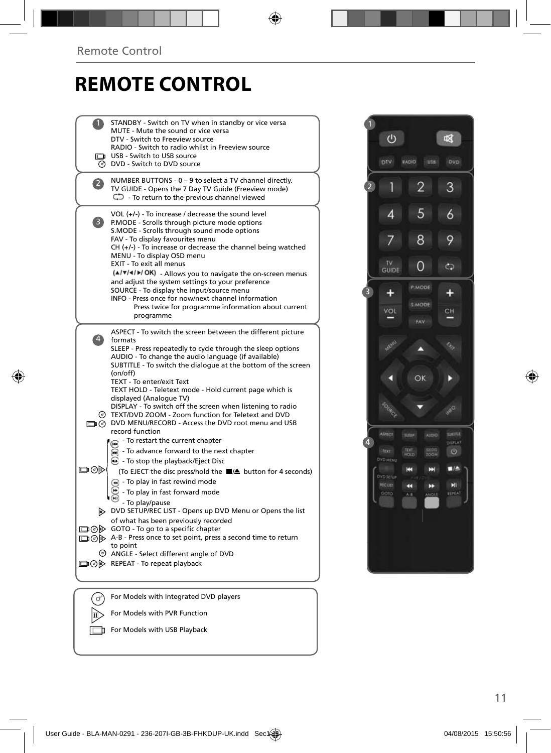# REMOTE CONTROL

**1**

STANDBY - Switch on TV when in standby or vice versa
MUTE - Mute the sound or vice versa
DTV - Switch to Freeview source
RADIO - Switch to radio whilst in Freeview source
USB - Switch to USB source
DVD - Switch to DVD source

**2**

NUMBER BUTTONS - 0 – 9 to select a TV channel directly.
TV GUIDE - Opens the 7 Day TV Guide (Freeview mode)
- To return to the previous channel viewed

**3**

VOL (+/-) - To increase / decrease the sound level
P.MODE - Scrolls through picture mode options
S.MODE - Scrolls through sound mode options
FAV - To display favourites menu
CH (+/-) - To increase or decrease the channel being watched
MENU - To display OSD menu
EXIT - To exit all menus
(▲/▼/◄/►/ OK) - Allows you to navigate the on-screen menus and adjust the system settings to your preference
SOURCE - To display the input/source menu
INFO - Press once for now/next channel information
Press twice for programme information about current programme

**4**

ASPECT - To switch the screen between the different picture formats
SLEEP - Press repeatedly to cycle through the sleep options
AUDIO - To change the audio language (if available)
SUBTITLE - To switch the dialogue at the bottom of the screen (on/off)
TEXT - To enter/exit Text
TEXT HOLD - Teletext mode - Hold current page which is displayed (Analogue TV)
DISPLAY - To switch off the screen when listening to radio
TEXT/DVD ZOOM - Zoom function for Teletext and DVD
DVD MENU/RECORD - Access the DVD root menu and USB record function
- To restart the current chapter
- To advance forward to the next chapter
- To stop the playback/Eject Disc
(To EJECT the disc press/hold the ■/⏏ button for 4 seconds)
- To play in fast rewind mode
- To play in fast forward mode
- To play/pause
DVD SETUP/REC LIST - Opens up DVD Menu or Opens the list of what has been previously recorded
GOTO - To go to a specific chapter
A-B - Press once to set point, press a second time to return to point
ANGLE - Select different angle of DVD
REPEAT - To repeat playback

For Models with Integrated DVD players
For Models with PVR Function
For Models with USB Playback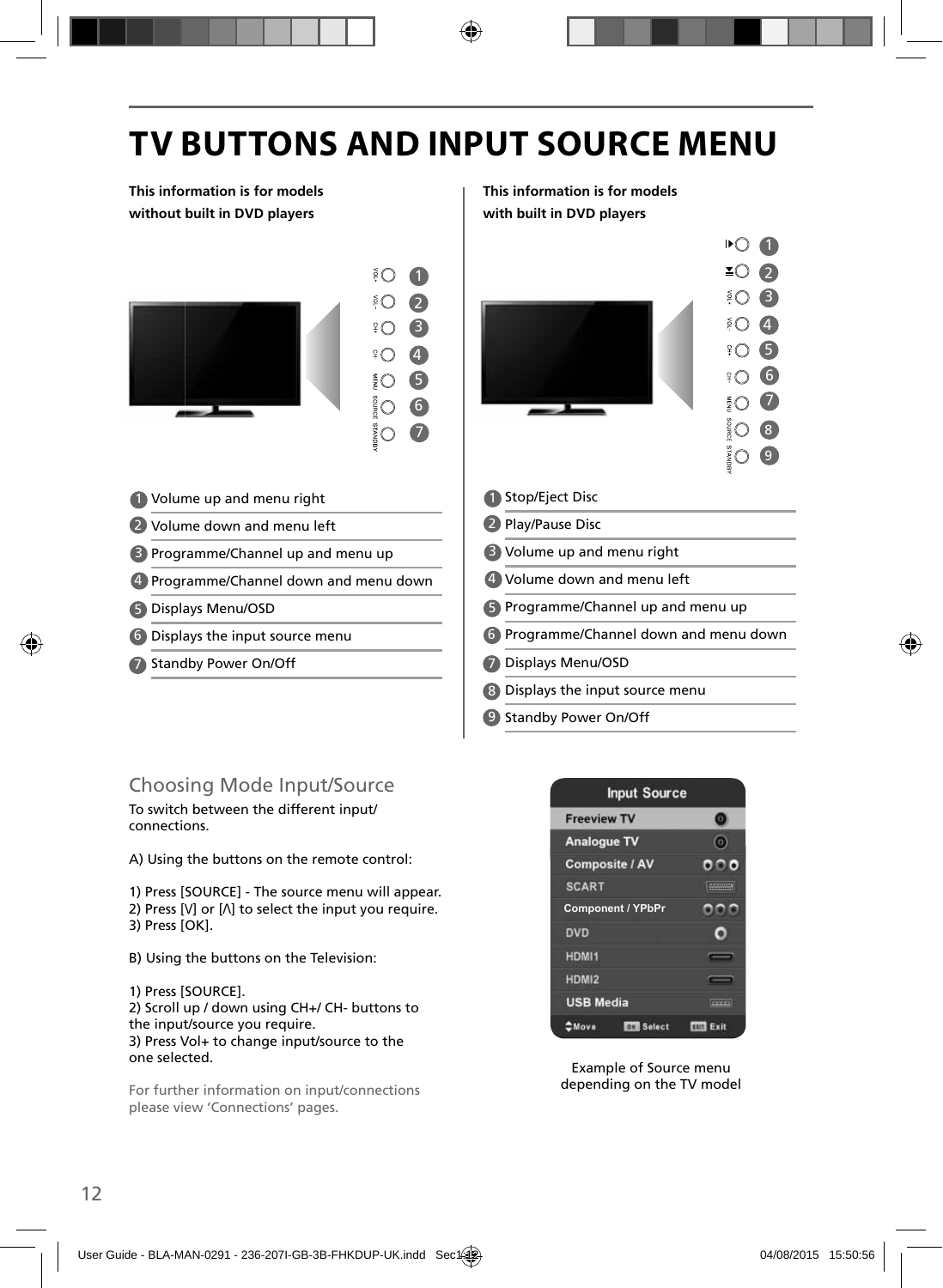# TV BUTTONS AND INPUT SOURCE MENU

**This information is for models without built in DVD players**

1. Volume up and menu right
2. Volume down and menu left
3. Programme/Channel up and menu up
4. Programme/Channel down and menu down
5. Displays Menu/OSD
6. Displays the input source menu
7. Standby Power On/Off

**This information is for models with built in DVD players**

1. Stop/Eject Disc
2. Play/Pause Disc
3. Volume up and menu right
4. Volume down and menu left
5. Programme/Channel up and menu up
6. Programme/Channel down and menu down
7. Displays Menu/OSD
8. Displays the input source menu
9. Standby Power On/Off

## Choosing Mode Input/Source

To switch between the different input/ connections.

A) Using the buttons on the remote control:

1) Press [SOURCE] - The source menu will appear.
2) Press [V] or [Λ] to select the input you require.
3) Press [OK].

B) Using the buttons on the Television:

1) Press [SOURCE].
2) Scroll up / down using CH+/ CH- buttons to the input/source you require.
3) Press Vol+ to change input/source to the one selected.

For further information on input/connections please view 'Connections' pages.

**Input Source**

- Freeview TV
- Analogue TV
- Composite / AV
- SCART
- Component / YPbPr
- DVD
- HDMI1
- HDMI2
- USB Media

Move | OK Select | EXIT Exit

Example of Source menu depending on the TV model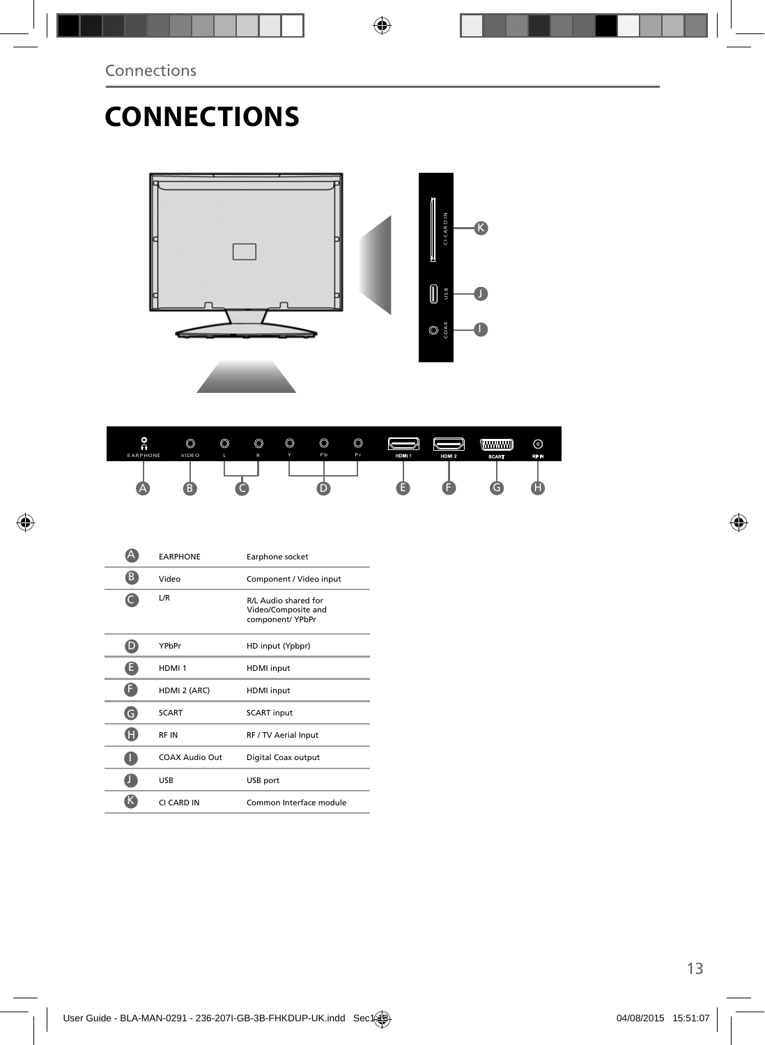# CONNECTIONS

| | | |
|---|---|---|
| A | EARPHONE | Earphone socket |
| B | Video | Component / Video input |
| C | L/R | R/L Audio shared for Video/Composite and component/ YPbPr |
| D | YPbPr | HD input (Ypbpr) |
| E | HDMI 1 | HDMI input |
| F | HDMI 2 (ARC) | HDMI input |
| G | SCART | SCART input |
| H | RF IN | RF / TV Aerial Input |
| I | COAX Audio Out | Digital Coax output |
| J | USB | USB port |
| K | CI CARD IN | Common Interface module |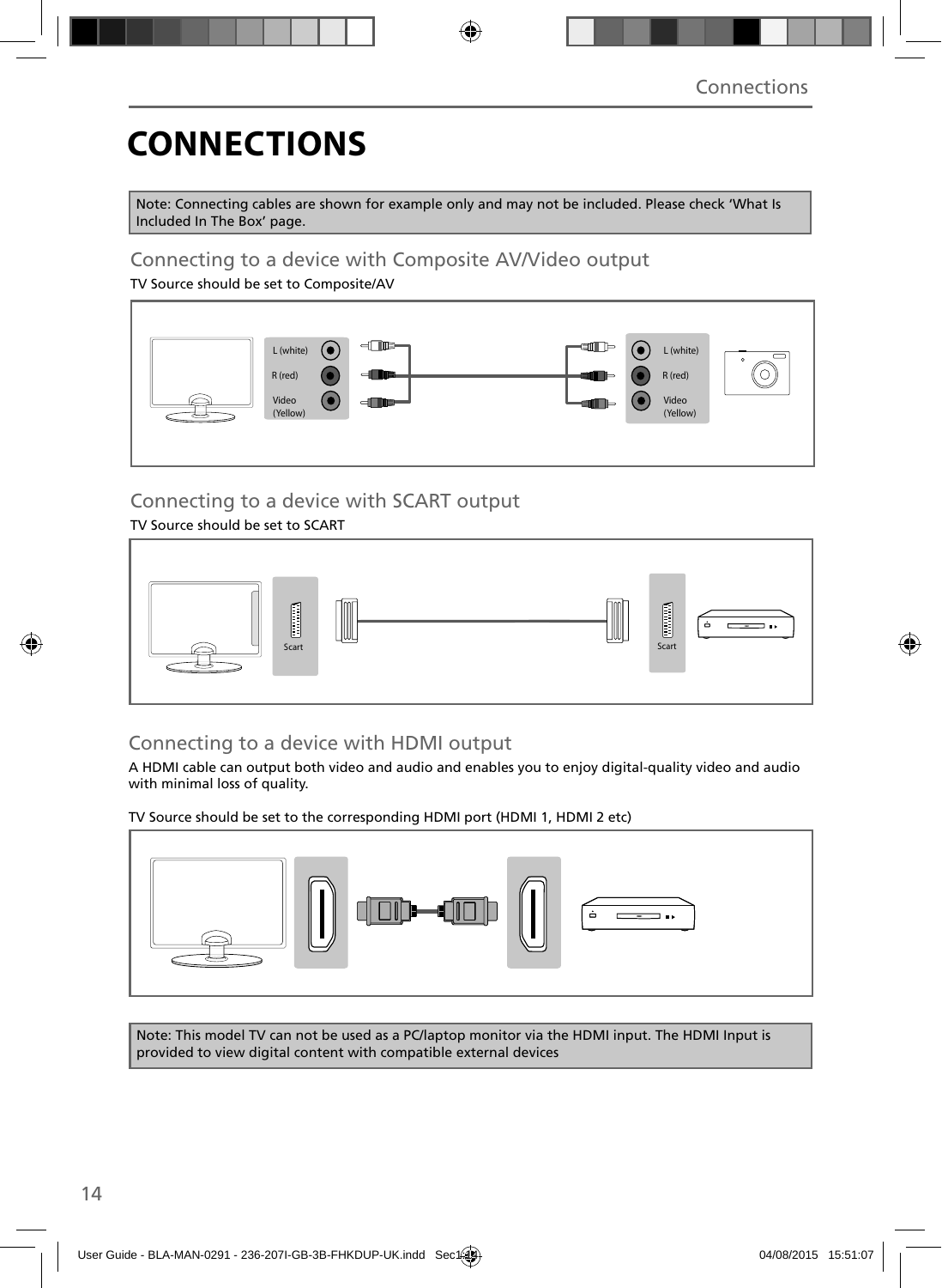# CONNECTIONS

Note: Connecting cables are shown for example only and may not be included. Please check 'What Is Included In The Box' page.

## Connecting to a device with Composite AV/Video output

TV Source should be set to Composite/AV

L (white)
R (red)
Video (Yellow)

L (white)
R (red)
Video (Yellow)

## Connecting to a device with SCART output

TV Source should be set to SCART

Scart

Scart

## Connecting to a device with HDMI output

A HDMI cable can output both video and audio and enables you to enjoy digital-quality video and audio with minimal loss of quality.

TV Source should be set to the corresponding HDMI port (HDMI 1, HDMI 2 etc)

Note: This model TV can not be used as a PC/laptop monitor via the HDMI input. The HDMI Input is provided to view digital content with compatible external devices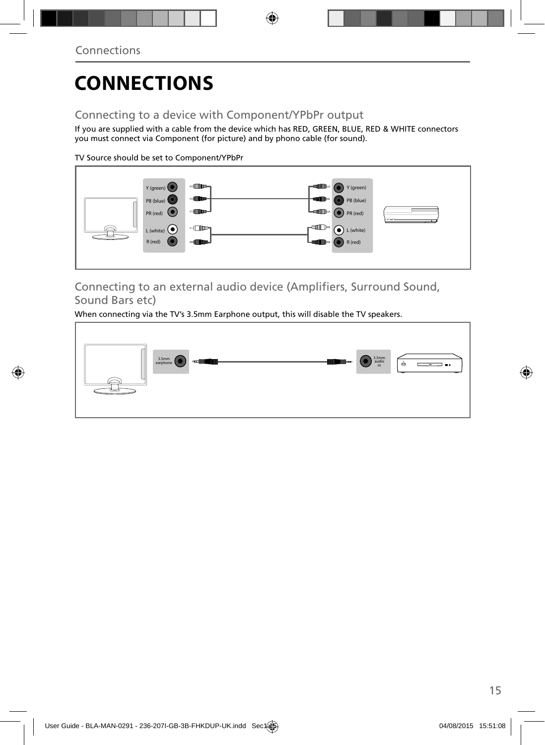# CONNECTIONS

## Connecting to a device with Component/YPbPr output

If you are supplied with a cable from the device which has RED, GREEN, BLUE, RED & WHITE connectors you must connect via Component (for picture) and by phono cable (for sound).

TV Source should be set to Component/YPbPr

Y (green)
PB (blue)
PR (red)
L (white)
R (red)

Y (green)
PB (blue)
PR (red)
L (white)
R (red)

## Connecting to an external audio device (Amplifiers, Surround Sound, Sound Bars etc)

When connecting via the TV's 3.5mm Earphone output, this will disable the TV speakers.

3.5mm earphone

3.5mm audio in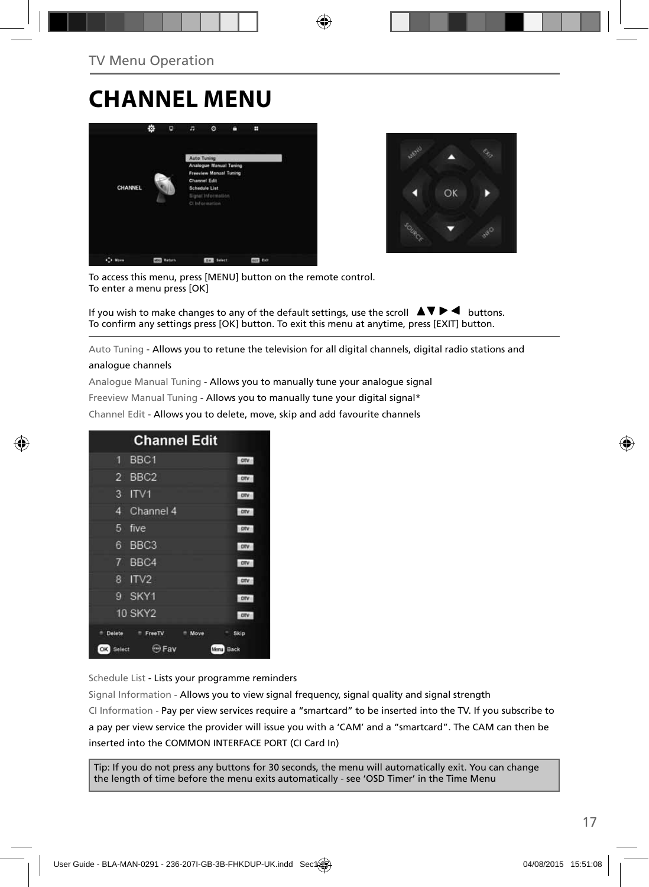TV Menu Operation

# CHANNEL MENU

To access this menu, press [MENU] button on the remote control.
To enter a menu press [OK]

If you wish to make changes to any of the default settings, use the scroll ▲▼▶◀ buttons.
To confirm any settings press [OK] button. To exit this menu at anytime, press [EXIT] button.

Auto Tuning - Allows you to retune the television for all digital channels, digital radio stations and analogue channels

Analogue Manual Tuning - Allows you to manually tune your analogue signal

Freeview Manual Tuning - Allows you to manually tune your digital signal*

Channel Edit - Allows you to delete, move, skip and add favourite channels

Schedule List - Lists your programme reminders

Signal Information - Allows you to view signal frequency, signal quality and signal strength

CI Information - Pay per view services require a “smartcard” to be inserted into the TV. If you subscribe to a pay per view service the provider will issue you with a ‘CAM’ and a “smartcard”. The CAM can then be inserted into the COMMON INTERFACE PORT (CI Card In)

Tip: If you do not press any buttons for 30 seconds, the menu will automatically exit. You can change the length of time before the menu exits automatically - see ‘OSD Timer’ in the Time Menu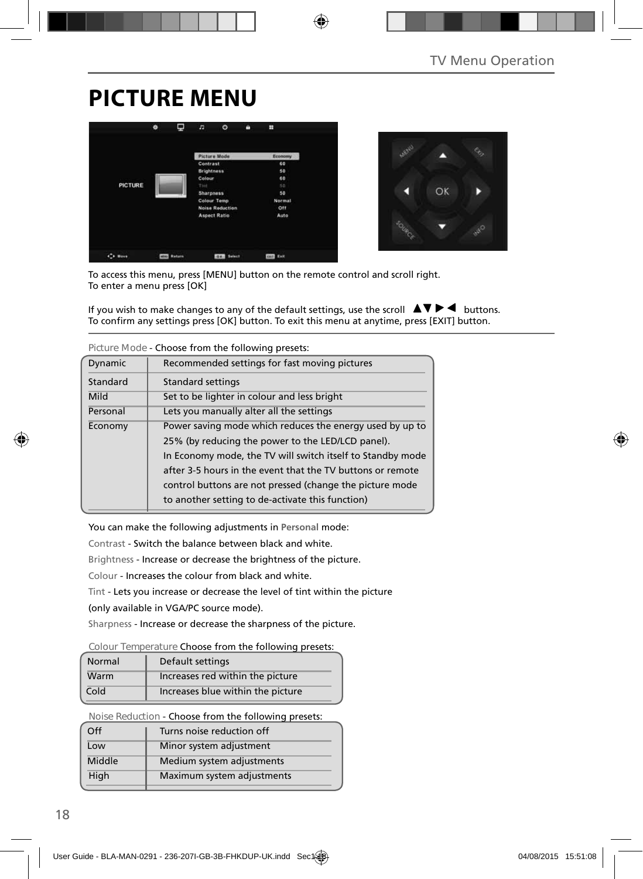# PICTURE MENU

To access this menu, press [MENU] button on the remote control and scroll right.
To enter a menu press [OK]

If you wish to make changes to any of the default settings, use the scroll ▲▼▶◀ buttons.
To confirm any settings press [OK] button. To exit this menu at anytime, press [EXIT] button.

Picture Mode - Choose from the following presets:

| | |
|---|---|
| Dynamic | Recommended settings for fast moving pictures |
| Standard | Standard settings |
| Mild | Set to be lighter in colour and less bright |
| Personal | Lets you manually alter all the settings |
| Economy | Power saving mode which reduces the energy used by up to 25% (by reducing the power to the LED/LCD panel). In Economy mode, the TV will switch itself to Standby mode after 3-5 hours in the event that the TV buttons or remote control buttons are not pressed (change the picture mode to another setting to de-activate this function) |

You can make the following adjustments in **Personal** mode:

Contrast - Switch the balance between black and white.

Brightness - Increase or decrease the brightness of the picture.

Colour - Increases the colour from black and white.

Tint - Lets you increase or decrease the level of tint within the picture (only available in VGA/PC source mode).

Sharpness - Increase or decrease the sharpness of the picture.

Colour Temperature Choose from the following presets:

| | |
|---|---|
| Normal | Default settings |
| Warm | Increases red within the picture |
| Cold | Increases blue within the picture |

Noise Reduction - Choose from the following presets:

| | |
|---|---|
| Off | Turns noise reduction off |
| Low | Minor system adjustment |
| Middle | Medium system adjustments |
| High | Maximum system adjustments |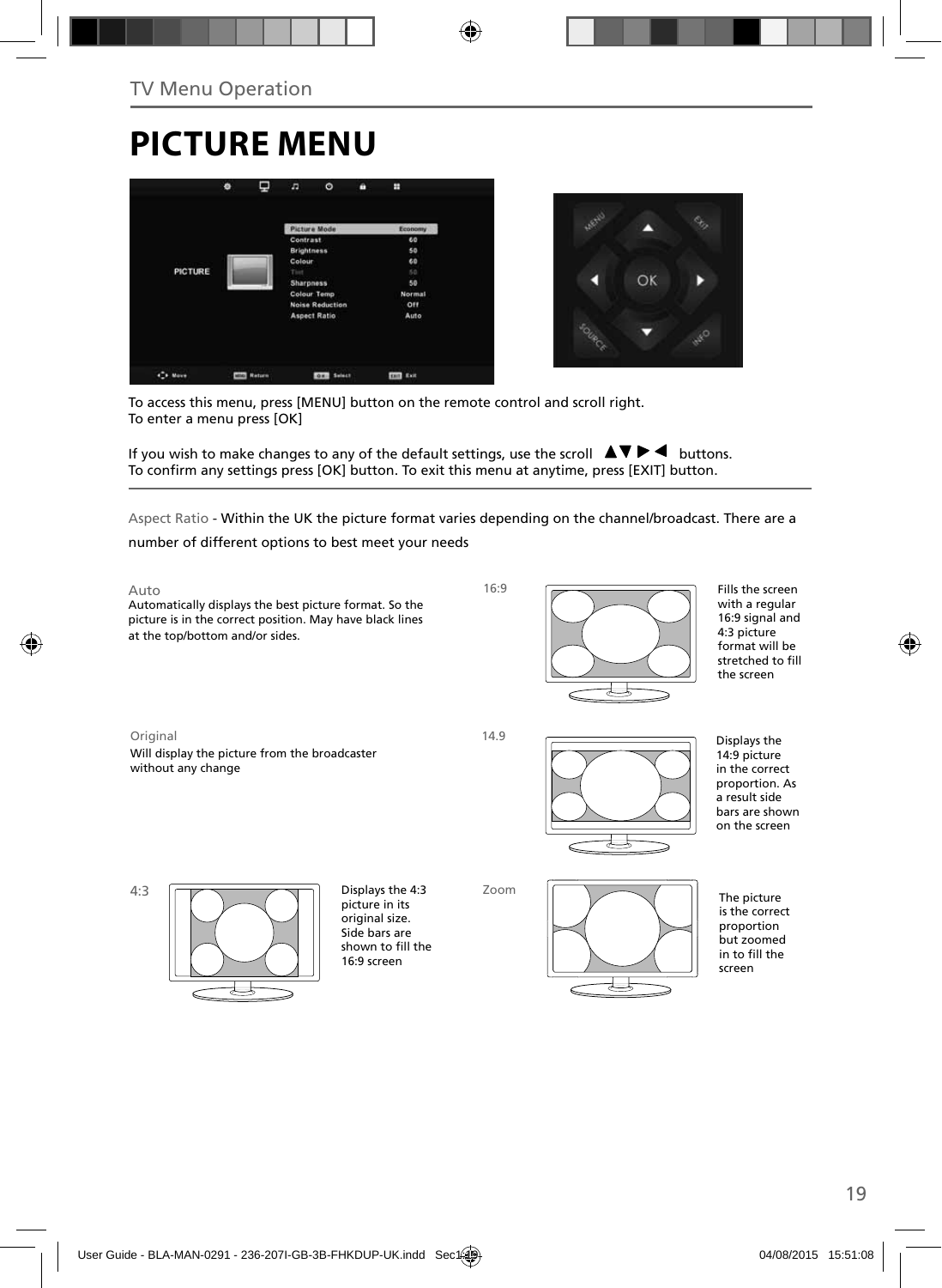TV Menu Operation

# PICTURE MENU

To access this menu, press [MENU] button on the remote control and scroll right.
To enter a menu press [OK]

If you wish to make changes to any of the default settings, use the scroll ▲▼▶◀ buttons.
To confirm any settings press [OK] button. To exit this menu at anytime, press [EXIT] button.

Aspect Ratio - Within the UK the picture format varies depending on the channel/broadcast. There are a number of different options to best meet your needs

**Auto**
Automatically displays the best picture format. So the picture is in the correct position. May have black lines at the top/bottom and/or sides.

**16:9**
Fills the screen with a regular 16:9 signal and 4:3 picture format will be stretched to fill the screen

**Original**
Will display the picture from the broadcaster without any change

**14.9**
Displays the 14:9 picture in the correct proportion. As a result side bars are shown on the screen

**4:3**
Displays the 4:3 picture in its original size. Side bars are shown to fill the 16:9 screen

**Zoom**
The picture is the correct proportion but zoomed in to fill the screen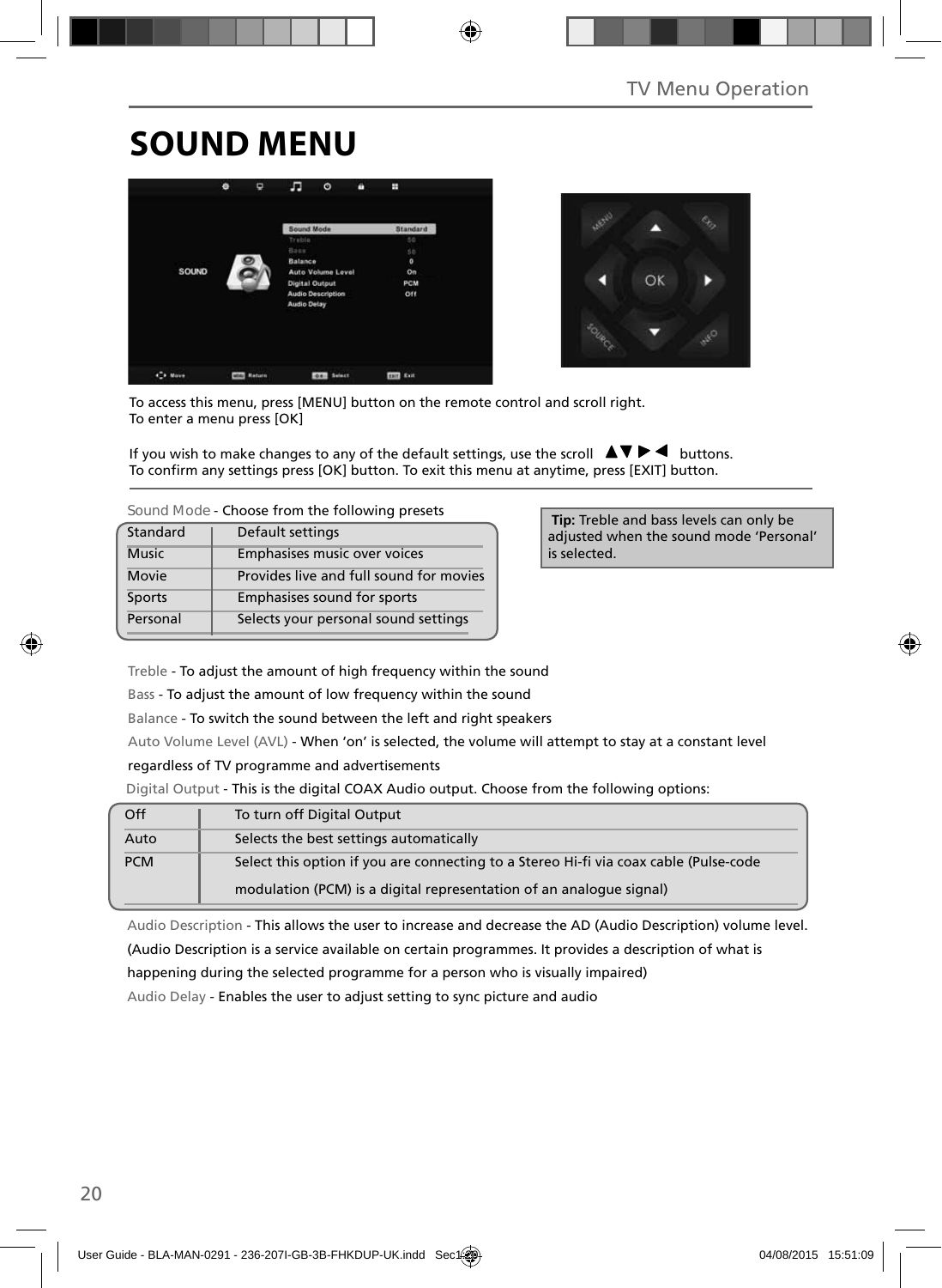# SOUND MENU

To access this menu, press [MENU] button on the remote control and scroll right.
To enter a menu press [OK]

If you wish to make changes to any of the default settings, use the scroll ▲▼▶◀ buttons.
To confirm any settings press [OK] button. To exit this menu at anytime, press [EXIT] button.

Sound Mode - Choose from the following presets

| | |
|---|---|
| Standard | Default settings |
| Music | Emphasises music over voices |
| Movie | Provides live and full sound for movies |
| Sports | Emphasises sound for sports |
| Personal | Selects your personal sound settings |

**Tip:** Treble and bass levels can only be adjusted when the sound mode 'Personal' is selected.

Treble - To adjust the amount of high frequency within the sound

Bass - To adjust the amount of low frequency within the sound

Balance - To switch the sound between the left and right speakers

Auto Volume Level (AVL) - When 'on' is selected, the volume will attempt to stay at a constant level regardless of TV programme and advertisements

Digital Output - This is the digital COAX Audio output. Choose from the following options:

| | |
|---|---|
| Off | To turn off Digital Output |
| Auto | Selects the best settings automatically |
| PCM | Select this option if you are connecting to a Stereo Hi-fi via coax cable (Pulse-code modulation (PCM) is a digital representation of an analogue signal) |

Audio Description - This allows the user to increase and decrease the AD (Audio Description) volume level. (Audio Description is a service available on certain programmes. It provides a description of what is happening during the selected programme for a person who is visually impaired)

Audio Delay - Enables the user to adjust setting to sync picture and audio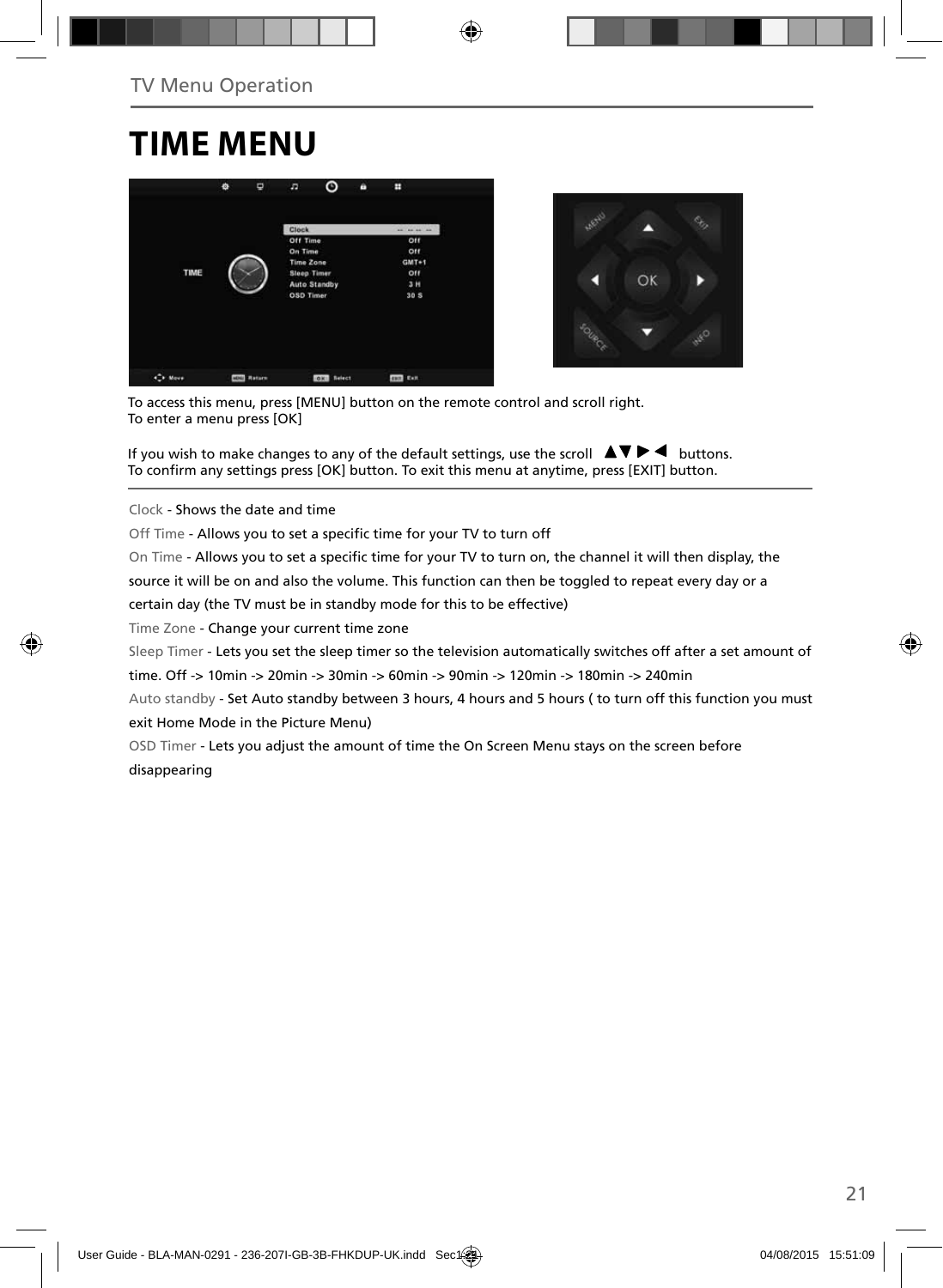# TIME MENU

To access this menu, press [MENU] button on the remote control and scroll right.
To enter a menu press [OK]

If you wish to make changes to any of the default settings, use the scroll ▲▼▶◀ buttons.
To confirm any settings press [OK] button. To exit this menu at anytime, press [EXIT] button.

Clock - Shows the date and time

Off Time - Allows you to set a specific time for your TV to turn off

On Time - Allows you to set a specific time for your TV to turn on, the channel it will then display, the source it will be on and also the volume. This function can then be toggled to repeat every day or a certain day (the TV must be in standby mode for this to be effective)

Time Zone - Change your current time zone

Sleep Timer - Lets you set the sleep timer so the television automatically switches off after a set amount of time. Off -> 10min -> 20min -> 30min -> 60min -> 90min -> 120min -> 180min -> 240min

Auto standby - Set Auto standby between 3 hours, 4 hours and 5 hours ( to turn off this function you must exit Home Mode in the Picture Menu)

OSD Timer - Lets you adjust the amount of time the On Screen Menu stays on the screen before disappearing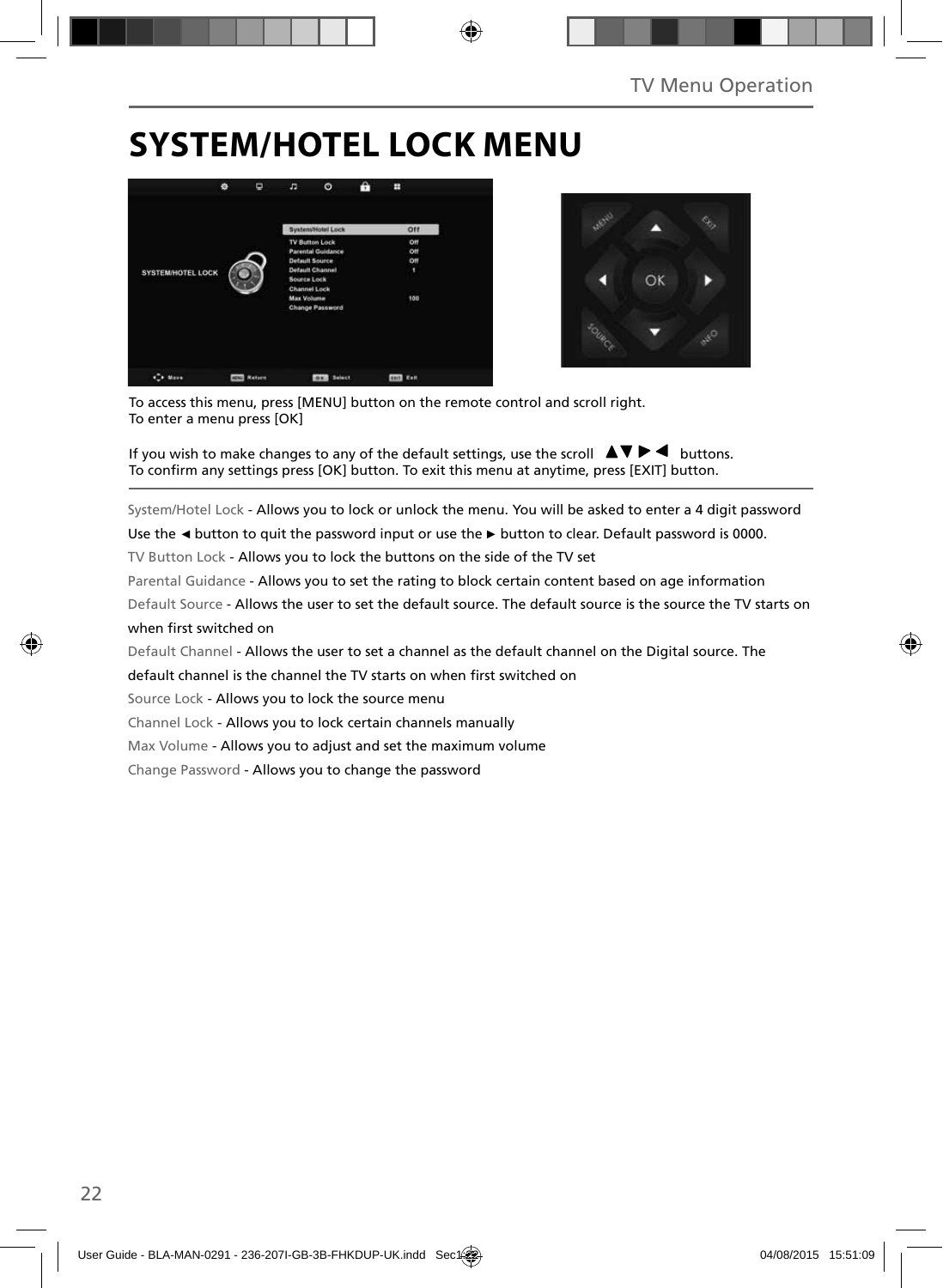# SYSTEM/HOTEL LOCK MENU

To access this menu, press [MENU] button on the remote control and scroll right.
To enter a menu press [OK]

If you wish to make changes to any of the default settings, use the scroll ▲▼ ▶ ◀ buttons.
To confirm any settings press [OK] button. To exit this menu at anytime, press [EXIT] button.

System/Hotel Lock - Allows you to lock or unlock the menu. You will be asked to enter a 4 digit password Use the ◀ button to quit the password input or use the ▶ button to clear. Default password is 0000.

TV Button Lock - Allows you to lock the buttons on the side of the TV set

Parental Guidance - Allows you to set the rating to block certain content based on age information

Default Source - Allows the user to set the default source. The default source is the source the TV starts on when first switched on

Default Channel - Allows the user to set a channel as the default channel on the Digital source. The default channel is the channel the TV starts on when first switched on

Source Lock - Allows you to lock the source menu

Channel Lock - Allows you to lock certain channels manually

Max Volume - Allows you to adjust and set the maximum volume

Change Password - Allows you to change the password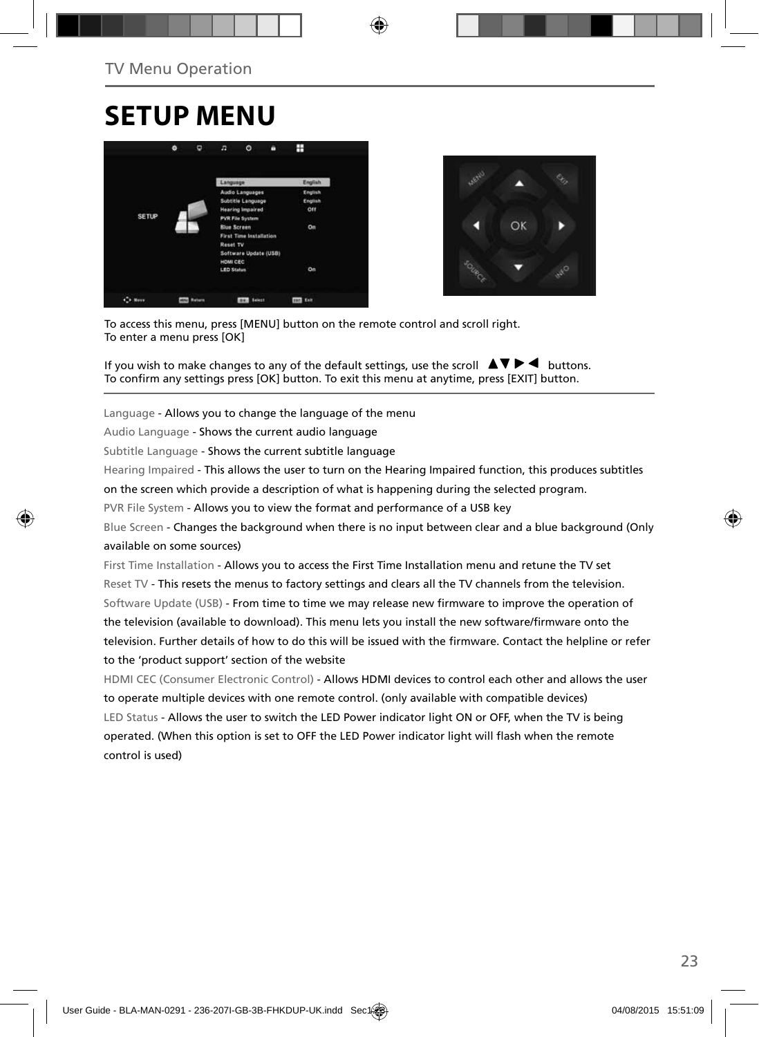# SETUP MENU

To access this menu, press [MENU] button on the remote control and scroll right.
To enter a menu press [OK]

If you wish to make changes to any of the default settings, use the scroll ▲▼▶◀ buttons.
To confirm any settings press [OK] button. To exit this menu at anytime, press [EXIT] button.

Language - Allows you to change the language of the menu

Audio Language - Shows the current audio language

Subtitle Language - Shows the current subtitle language

Hearing Impaired - This allows the user to turn on the Hearing Impaired function, this produces subtitles on the screen which provide a description of what is happening during the selected program.

PVR File System - Allows you to view the format and performance of a USB key

Blue Screen - Changes the background when there is no input between clear and a blue background (Only available on some sources)

First Time Installation - Allows you to access the First Time Installation menu and retune the TV set

Reset TV - This resets the menus to factory settings and clears all the TV channels from the television.

Software Update (USB) - From time to time we may release new firmware to improve the operation of the television (available to download). This menu lets you install the new software/firmware onto the television. Further details of how to do this will be issued with the firmware. Contact the helpline or refer to the 'product support' section of the website

HDMI CEC (Consumer Electronic Control) - Allows HDMI devices to control each other and allows the user to operate multiple devices with one remote control. (only available with compatible devices)

LED Status - Allows the user to switch the LED Power indicator light ON or OFF, when the TV is being operated. (When this option is set to OFF the LED Power indicator light will flash when the remote control is used)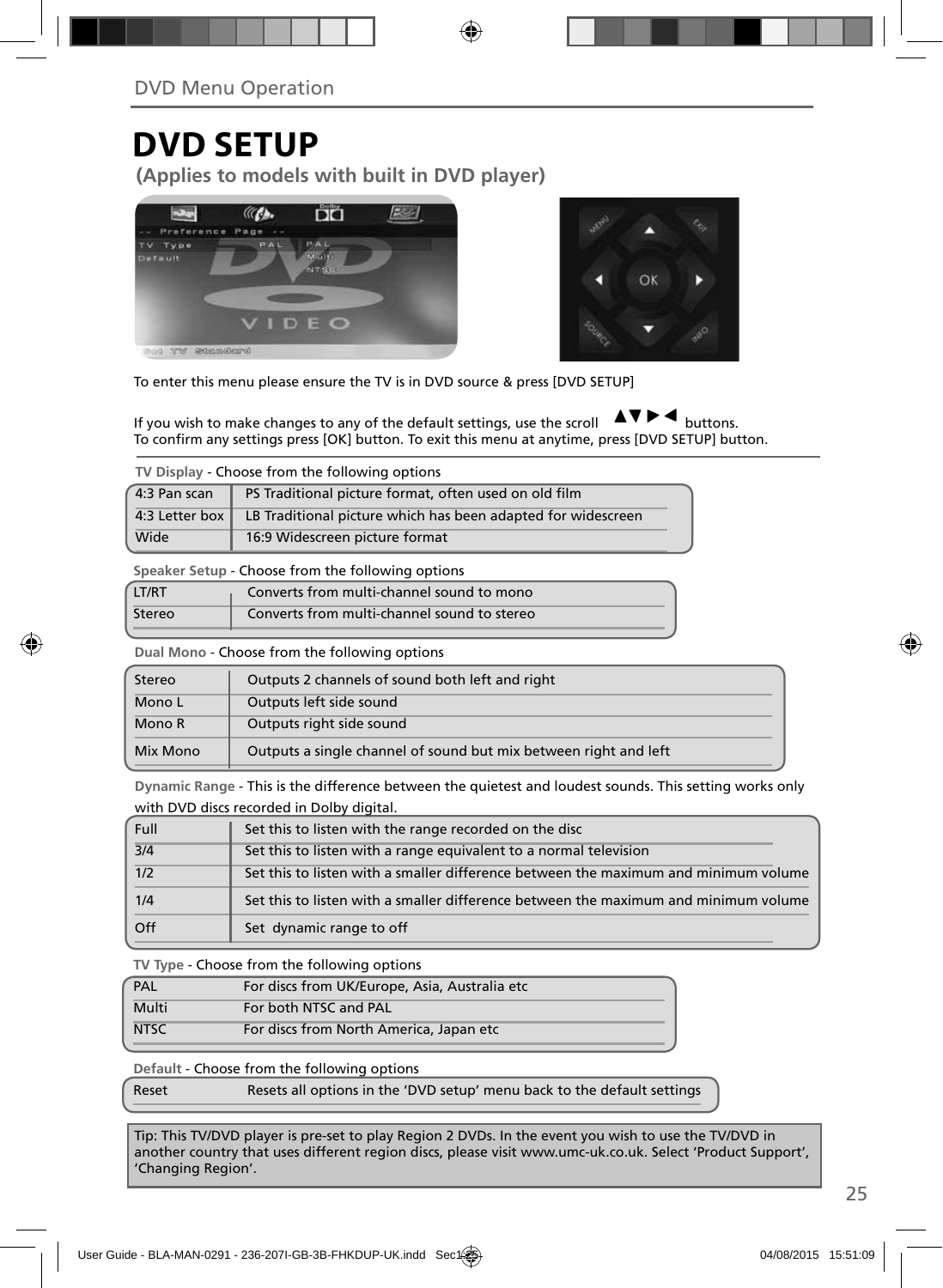## DVD Menu Operation

# DVD SETUP

**(Applies to models with built in DVD player)**

To enter this menu please ensure the TV is in DVD source & press [DVD SETUP]

If you wish to make changes to any of the default settings, use the scroll ▲▼▶◀ buttons.
To confirm any settings press [OK] button. To exit this menu at anytime, press [DVD SETUP] button.

**TV Display** - Choose from the following options

| | |
|---|---|
| 4:3 Pan scan | PS Traditional picture format, often used on old film |
| 4:3 Letter box | LB Traditional picture which has been adapted for widescreen |
| Wide | 16:9 Widescreen picture format |

**Speaker Setup** - Choose from the following options

| | |
|---|---|
| LT/RT | Converts from multi-channel sound to mono |
| Stereo | Converts from multi-channel sound to stereo |

**Dual Mono** - Choose from the following options

| | |
|---|---|
| Stereo | Outputs 2 channels of sound both left and right |
| Mono L | Outputs left side sound |
| Mono R | Outputs right side sound |
| Mix Mono | Outputs a single channel of sound but mix between right and left |

**Dynamic Range** - This is the difference between the quietest and loudest sounds. This setting works only with DVD discs recorded in Dolby digital.

| | |
|---|---|
| Full | Set this to listen with the range recorded on the disc |
| 3/4 | Set this to listen with a range equivalent to a normal television |
| 1/2 | Set this to listen with a smaller difference between the maximum and minimum volume |
| 1/4 | Set this to listen with a smaller difference between the maximum and minimum volume |
| Off | Set dynamic range to off |

**TV Type** - Choose from the following options

| | |
|---|---|
| PAL | For discs from UK/Europe, Asia, Australia etc |
| Multi | For both NTSC and PAL |
| NTSC | For discs from North America, Japan etc |

**Default** - Choose from the following options

| | |
|---|---|
| Reset | Resets all options in the 'DVD setup' menu back to the default settings |

Tip: This TV/DVD player is pre-set to play Region 2 DVDs. In the event you wish to use the TV/DVD in another country that uses different region discs, please visit www.umc-uk.co.uk. Select 'Product Support', 'Changing Region'.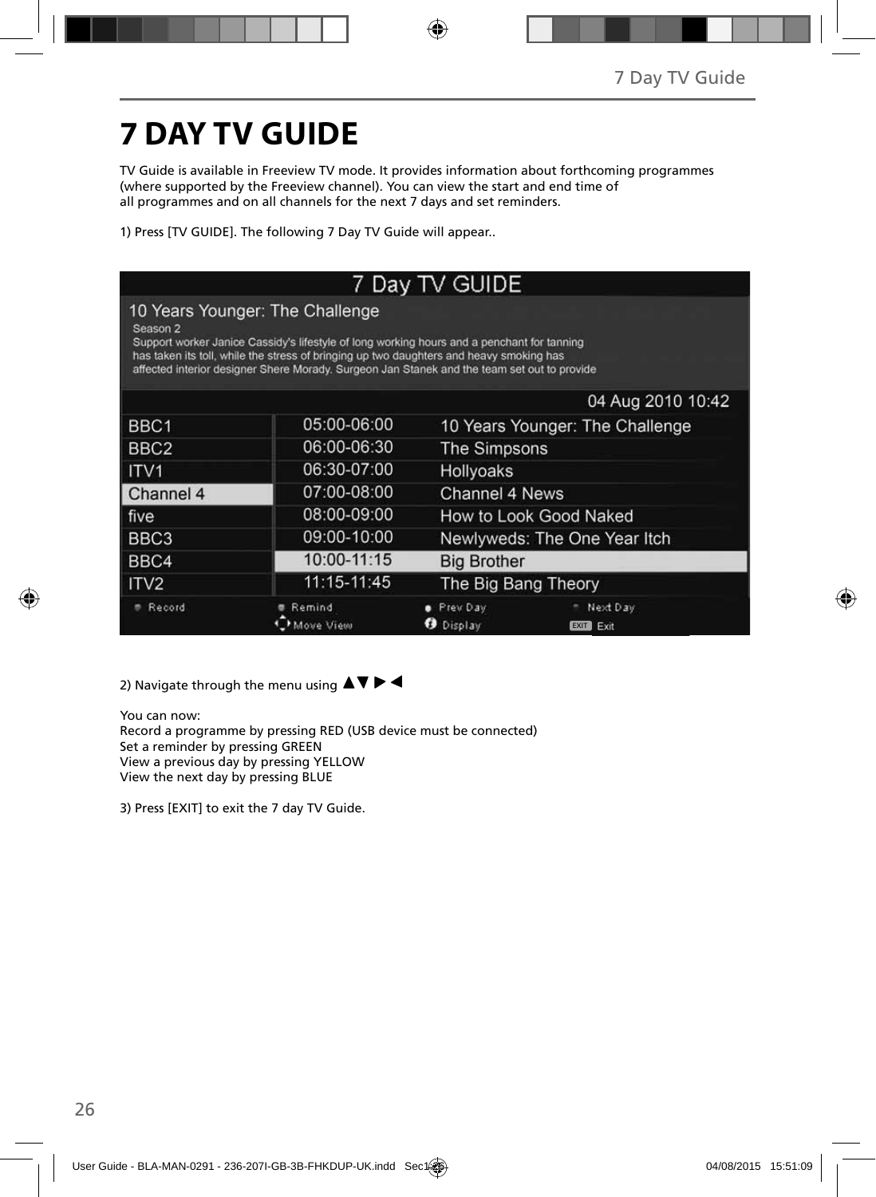# 7 DAY TV GUIDE

TV Guide is available in Freeview TV mode. It provides information about forthcoming programmes (where supported by the Freeview channel). You can view the start and end time of all programmes and on all channels for the next 7 days and set reminders.

1) Press [TV GUIDE]. The following 7 Day TV Guide will appear..

7 Day TV GUIDE

10 Years Younger: The Challenge
Season 2
Support worker Janice Cassidy's lifestyle of long working hours and a penchant for tanning has taken its toll, while the stress of bringing up two daughters and heavy smoking has affected interior designer Shere Morady. Surgeon Jan Stanek and the team set out to provide

04 Aug 2010 10:42

| Channel | Time | Programme |
|---|---|---|
| BBC1 | 05:00-06:00 | 10 Years Younger: The Challenge |
| BBC2 | 06:00-06:30 | The Simpsons |
| ITV1 | 06:30-07:00 | Hollyoaks |
| Channel 4 | 07:00-08:00 | Channel 4 News |
| five | 08:00-09:00 | How to Look Good Naked |
| BBC3 | 09:00-10:00 | Newlyweds: The One Year Itch |
| BBC4 | 10:00-11:15 | Big Brother |
| ITV2 | 11:15-11:45 | The Big Bang Theory |

Record | Remind | Prev Day | Next Day | Move View | Display | EXIT Exit

2) Navigate through the menu using ▲▼ ▶ ◀

You can now:
Record a programme by pressing RED (USB device must be connected)
Set a reminder by pressing GREEN
View a previous day by pressing YELLOW
View the next day by pressing BLUE

3) Press [EXIT] to exit the 7 day TV Guide.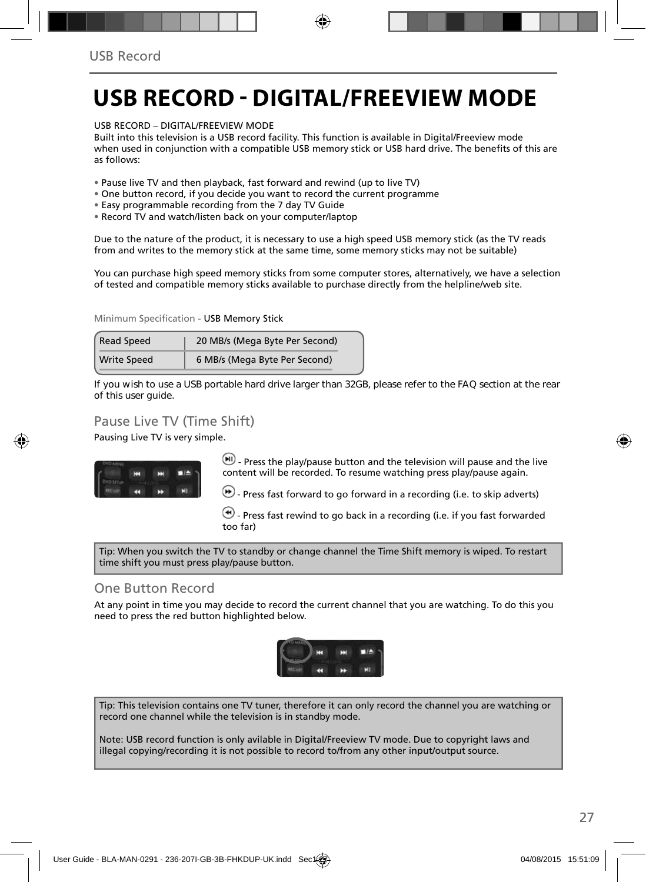# USB RECORD - DIGITAL/FREEVIEW MODE

USB RECORD – DIGITAL/FREEVIEW MODE
Built into this television is a USB record facility. This function is available in Digital/Freeview mode when used in conjunction with a compatible USB memory stick or USB hard drive. The benefits of this are as follows:

- Pause live TV and then playback, fast forward and rewind (up to live TV)
- One button record, if you decide you want to record the current programme
- Easy programmable recording from the 7 day TV Guide
- Record TV and watch/listen back on your computer/laptop

Due to the nature of the product, it is necessary to use a high speed USB memory stick (as the TV reads from and writes to the memory stick at the same time, some memory sticks may not be suitable)

You can purchase high speed memory sticks from some computer stores, alternatively, we have a selection of tested and compatible memory sticks available to purchase directly from the helpline/web site.

Minimum Specification - USB Memory Stick

| Read Speed | 20 MB/s (Mega Byte Per Second) |
|---|---|
| Write Speed | 6 MB/s (Mega Byte Per Second) |

If you wish to use a USB portable hard drive larger than 32GB, please refer to the FAQ section at the rear of this user guide.

## Pause Live TV (Time Shift)

Pausing Live TV is very simple.

- Press the play/pause button and the television will pause and the live content will be recorded. To resume watching press play/pause again.

- Press fast forward to go forward in a recording (i.e. to skip adverts)

- Press fast rewind to go back in a recording (i.e. if you fast forwarded too far)

Tip: When you switch the TV to standby or change channel the Time Shift memory is wiped. To restart time shift you must press play/pause button.

## One Button Record

At any point in time you may decide to record the current channel that you are watching. To do this you need to press the red button highlighted below.

Tip: This television contains one TV tuner, therefore it can only record the channel you are watching or record one channel while the television is in standby mode.

Note: USB record function is only avilable in Digital/Freeview TV mode. Due to copyright laws and illegal copying/recording it is not possible to record to/from any other input/output source.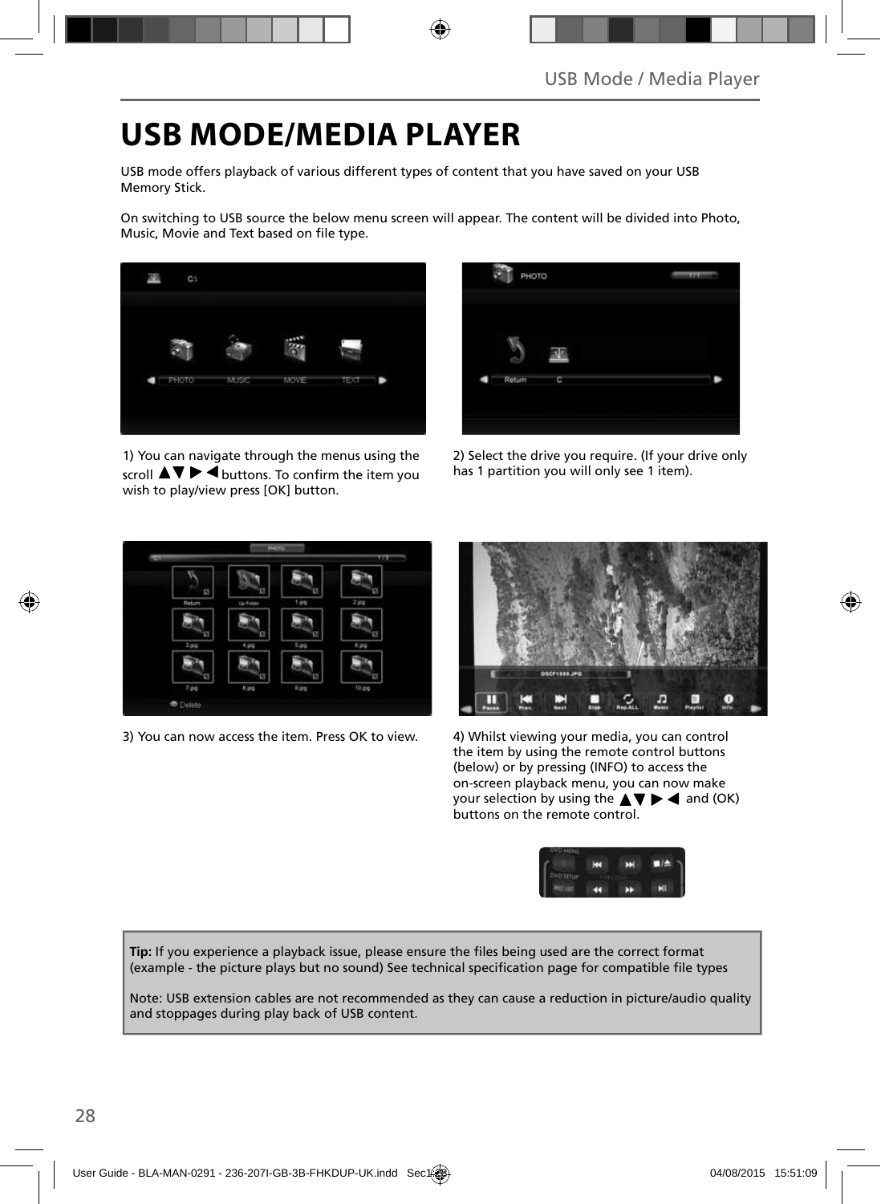# USB MODE/MEDIA PLAYER

USB mode offers playback of various different types of content that you have saved on your USB Memory Stick.

On switching to USB source the below menu screen will appear. The content will be divided into Photo, Music, Movie and Text based on file type.

1) You can navigate through the menus using the scroll ▲▼ ▶ ◀ buttons. To confirm the item you wish to play/view press [OK] button.

2) Select the drive you require. (If your drive only has 1 partition you will only see 1 item).

3) You can now access the item. Press OK to view.

4) Whilst viewing your media, you can control the item by using the remote control buttons (below) or by pressing (INFO) to access the on-screen playback menu, you can now make your selection by using the ▲▼ ▶ ◀ and (OK) buttons on the remote control.

**Tip:** If you experience a playback issue, please ensure the files being used are the correct format (example - the picture plays but no sound) See technical specification page for compatible file types

Note: USB extension cables are not recommended as they can cause a reduction in picture/audio quality and stoppages during play back of USB content.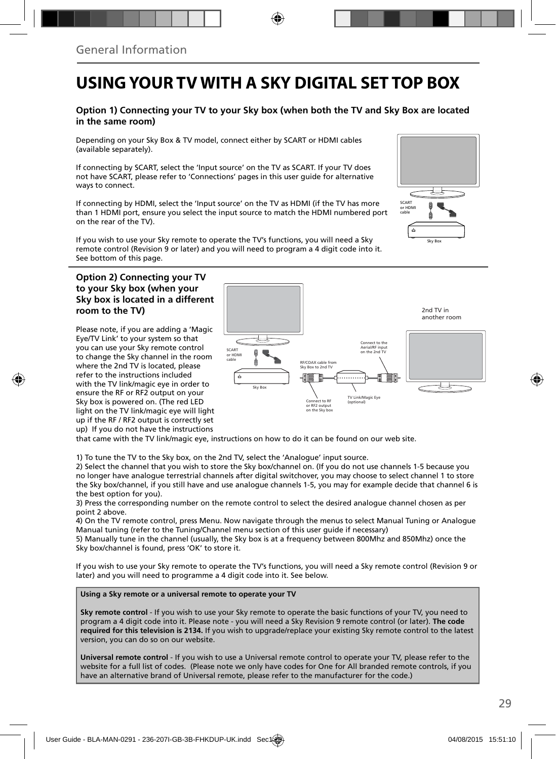General Information

# USING YOUR TV WITH A SKY DIGITAL SET TOP BOX

### Option 1) Connecting your TV to your Sky box (when both the TV and Sky Box are located in the same room)

Depending on your Sky Box & TV model, connect either by SCART or HDMI cables (available separately).

If connecting by SCART, select the 'Input source' on the TV as SCART. If your TV does not have SCART, please refer to 'Connections' pages in this user guide for alternative ways to connect.

If connecting by HDMI, select the 'Input source' on the TV as HDMI (if the TV has more than 1 HDMI port, ensure you select the input source to match the HDMI numbered port on the rear of the TV).

If you wish to use your Sky remote to operate the TV's functions, you will need a Sky remote control (Revision 9 or later) and you will need to program a 4 digit code into it. See bottom of this page.

SCART or HDMI cable

Sky Box

### Option 2) Connecting your TV to your Sky box (when your Sky box is located in a different room to the TV)

Please note, if you are adding a 'Magic Eye/TV Link' to your system so that you can use your Sky remote control to change the Sky channel in the room where the 2nd TV is located, please refer to the instructions included with the TV link/magic eye in order to ensure the RF or RF2 output on your Sky box is powered on. (The red LED light on the TV link/magic eye will light up if the RF / RF2 output is correctly set up) If you do not have the instructions that came with the TV link/magic eye, instructions on how to do it can be found on our web site.

2nd TV in another room

SCART or HDMI cable

Sky Box

RF/COAX cable from Sky Box to 2nd TV

Connect to the Aerial/RF input on the 2nd TV

Connect to RF or RF2 output on the Sky box

TV Link/Magic Eye (optional)

1) To tune the TV to the Sky box, on the 2nd TV, select the 'Analogue' input source.
2) Select the channel that you wish to store the Sky box/channel on. (If you do not use channels 1-5 because you no longer have analogue terrestrial channels after digital switchover, you may choose to select channel 1 to store the Sky box/channel, if you still have and use analogue channels 1-5, you may for example decide that channel 6 is the best option for you).
3) Press the corresponding number on the remote control to select the desired analogue channel chosen as per point 2 above.
4) On the TV remote control, press Menu. Now navigate through the menus to select Manual Tuning or Analogue Manual tuning (refer to the Tuning/Channel menu section of this user guide if necessary)
5) Manually tune in the channel (usually, the Sky box is at a frequency between 800Mhz and 850Mhz) once the Sky box/channel is found, press 'OK' to store it.

If you wish to use your Sky remote to operate the TV's functions, you will need a Sky remote control (Revision 9 or later) and you will need to programme a 4 digit code into it. See below.

**Using a Sky remote or a universal remote to operate your TV**

**Sky remote control** - If you wish to use your Sky remote to operate the basic functions of your TV, you need to program a 4 digit code into it. Please note - you will need a Sky Revision 9 remote control (or later). **The code required for this television is 2134.** If you wish to upgrade/replace your existing Sky remote control to the latest version, you can do so on our website.

**Universal remote control** - If you wish to use a Universal remote control to operate your TV, please refer to the website for a full list of codes. (Please note we only have codes for One for All branded remote controls, if you have an alternative brand of Universal remote, please refer to the manufacturer for the code.)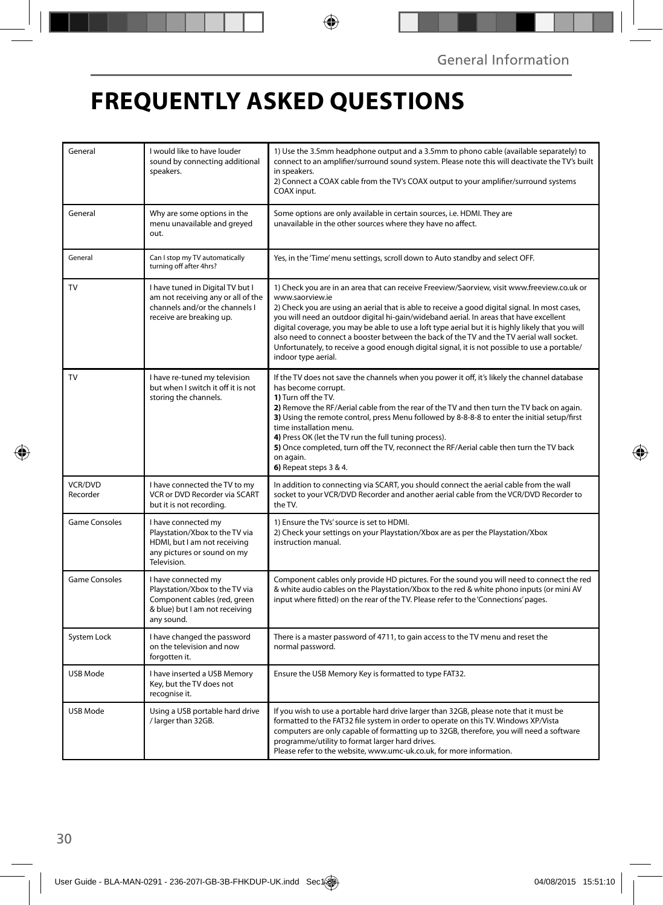# FREQUENTLY ASKED QUESTIONS

| | | |
|---|---|---|
| General | I would like to have louder sound by connecting additional speakers. | 1) Use the 3.5mm headphone output and a 3.5mm to phono cable (available separately) to connect to an amplifier/surround sound system. Please note this will deactivate the TV's built in speakers.<br>2) Connect a COAX cable from the TV's COAX output to your amplifier/surround systems COAX input. |
| General | Why are some options in the menu unavailable and greyed out. | Some options are only available in certain sources, i.e. HDMI. They are unavailable in the other sources where they have no affect. |
| General | Can I stop my TV automatically turning off after 4hrs? | Yes, in the 'Time' menu settings, scroll down to Auto standby and select OFF. |
| TV | I have tuned in Digital TV but I am not receiving any or all of the channels and/or the channels I receive are breaking up. | 1) Check you are in an area that can receive Freeview/Saorview, visit www.freeview.co.uk or www.saorview.ie<br>2) Check you are using an aerial that is able to receive a good digital signal. In most cases, you will need an outdoor digital hi-gain/wideband aerial. In areas that have excellent digital coverage, you may be able to use a loft type aerial but it is highly likely that you will also need to connect a booster between the back of the TV and the TV aerial wall socket. Unfortunately, to receive a good enough digital signal, it is not possible to use a portable/indoor type aerial. |
| TV | I have re-tuned my television but when I switch it off it is not storing the channels. | If the TV does not save the channels when you power it off, it's likely the channel database has become corrupt.<br>**1)** Turn off the TV.<br>**2)** Remove the RF/Aerial cable from the rear of the TV and then turn the TV back on again.<br>**3)** Using the remote control, press Menu followed by 8-8-8-8 to enter the initial setup/first time installation menu.<br>**4)** Press OK (let the TV run the full tuning process).<br>**5)** Once completed, turn off the TV, reconnect the RF/Aerial cable then turn the TV back on again.<br>**6)** Repeat steps 3 & 4. |
| VCR/DVD Recorder | I have connected the TV to my VCR or DVD Recorder via SCART but it is not recording. | In addition to connecting via SCART, you should connect the aerial cable from the wall socket to your VCR/DVD Recorder and another aerial cable from the VCR/DVD Recorder to the TV. |
| Game Consoles | I have connected my Playstation/Xbox to the TV via HDMI, but I am not receiving any pictures or sound on my Television. | 1) Ensure the TVs' source is set to HDMI.<br>2) Check your settings on your Playstation/Xbox are as per the Playstation/Xbox instruction manual. |
| Game Consoles | I have connected my Playstation/Xbox to the TV via Component cables (red, green & blue) but I am not receiving any sound. | Component cables only provide HD pictures. For the sound you will need to connect the red & white audio cables on the Playstation/Xbox to the red & white phono inputs (or mini AV input where fitted) on the rear of the TV. Please refer to the 'Connections' pages. |
| System Lock | I have changed the password on the television and now forgotten it. | There is a master password of 4711, to gain access to the TV menu and reset the normal password. |
| USB Mode | I have inserted a USB Memory Key, but the TV does not recognise it. | Ensure the USB Memory Key is formatted to type FAT32. |
| USB Mode | Using a USB portable hard drive / larger than 32GB. | If you wish to use a portable hard drive larger than 32GB, please note that it must be formatted to the FAT32 file system in order to operate on this TV. Windows XP/Vista computers are only capable of formatting up to 32GB, therefore, you will need a software programme/utility to format larger hard drives.<br>Please refer to the website, www.umc-uk.co.uk, for more information. |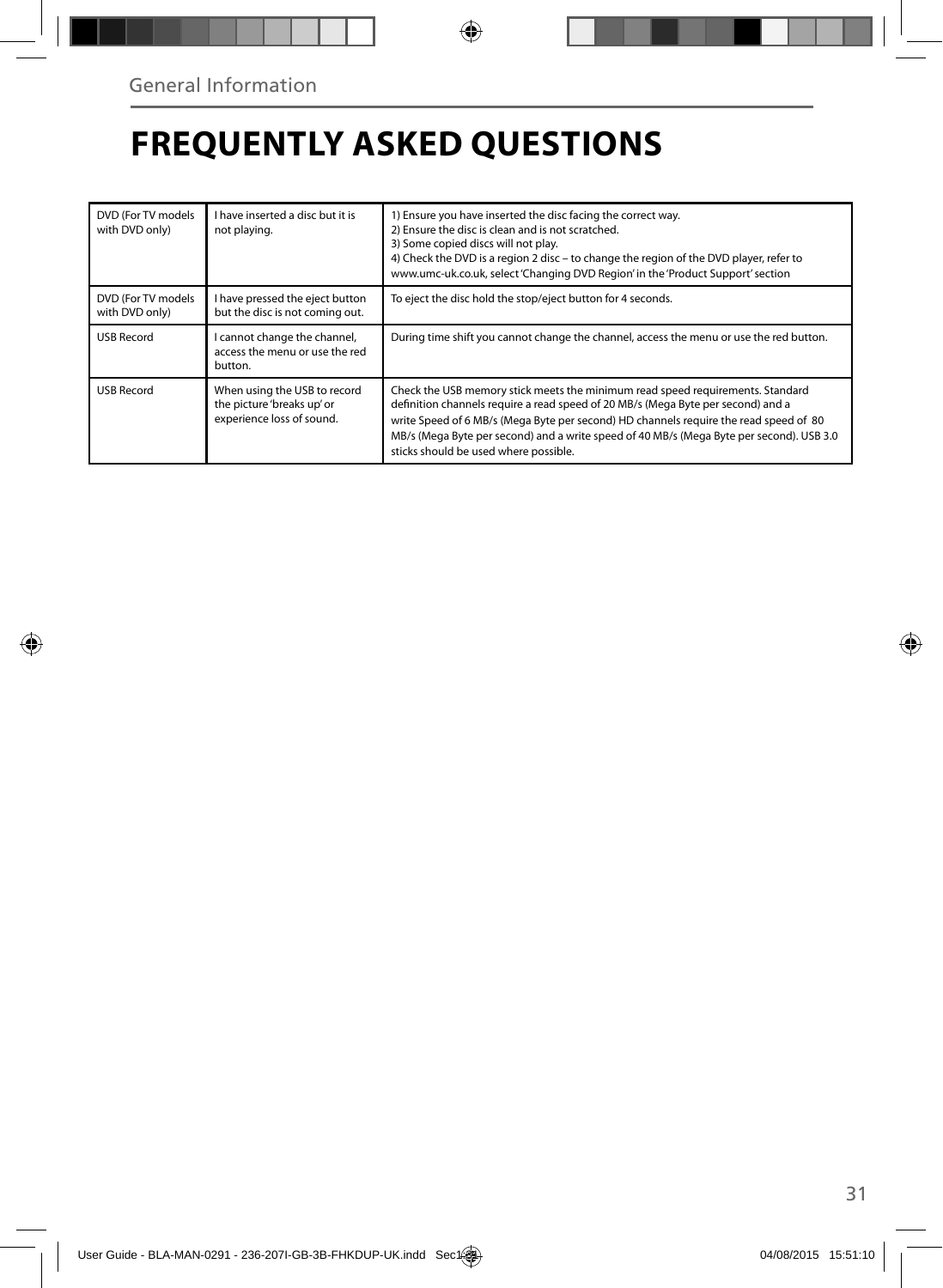General Information

# FREQUENTLY ASKED QUESTIONS

| | | |
|---|---|---|
| DVD (For TV models with DVD only) | I have inserted a disc but it is not playing. | 1) Ensure you have inserted the disc facing the correct way.<br>2) Ensure the disc is clean and is not scratched.<br>3) Some copied discs will not play.<br>4) Check the DVD is a region 2 disc – to change the region of the DVD player, refer to www.umc-uk.co.uk, select 'Changing DVD Region' in the 'Product Support' section |
| DVD (For TV models with DVD only) | I have pressed the eject button but the disc is not coming out. | To eject the disc hold the stop/eject button for 4 seconds. |
| USB Record | I cannot change the channel, access the menu or use the red button. | During time shift you cannot change the channel, access the menu or use the red button. |
| USB Record | When using the USB to record the picture 'breaks up' or experience loss of sound. | Check the USB memory stick meets the minimum read speed requirements. Standard definition channels require a read speed of 20 MB/s (Mega Byte per second) and a write Speed of 6 MB/s (Mega Byte per second) HD channels require the read speed of 80 MB/s (Mega Byte per second) and a write speed of 40 MB/s (Mega Byte per second). USB 3.0 sticks should be used where possible. |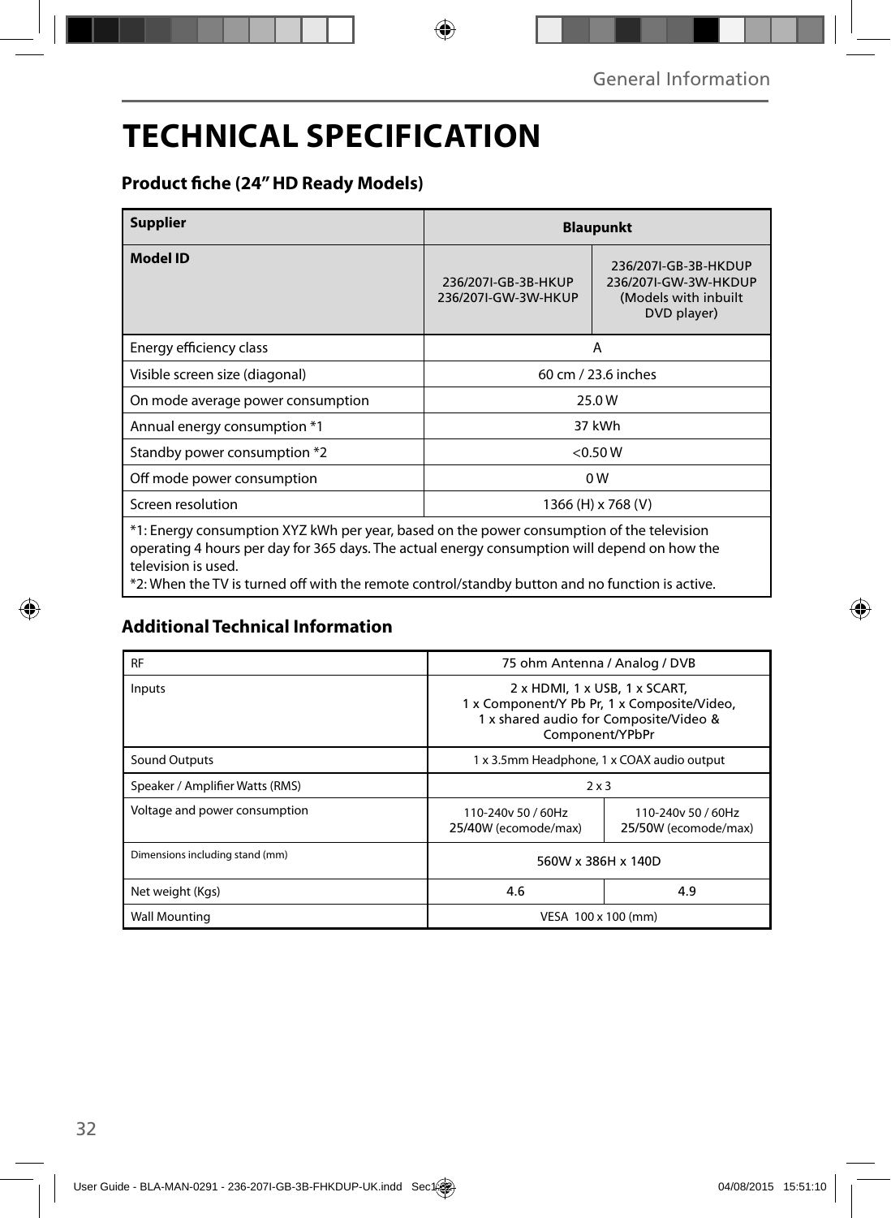# TECHNICAL SPECIFICATION

## Product fiche (24" HD Ready Models)

| **Supplier** | **Blaupunkt** | |
|---|---|---|
| **Model ID** | 236/207I-GB-3B-HKUP 236/207I-GW-3W-HKUP | 236/207I-GB-3B-HKDUP 236/207I-GW-3W-HKDUP (Models with inbuilt DVD player) |
| Energy efficiency class | A | |
| Visible screen size (diagonal) | 60 cm / 23.6 inches | |
| On mode average power consumption | 25.0 W | |
| Annual energy consumption *1 | 37 kWh | |
| Standby power consumption *2 | <0.50 W | |
| Off mode power consumption | 0 W | |
| Screen resolution | 1366 (H) x 768 (V) | |

*1: Energy consumption XYZ kWh per year, based on the power consumption of the television operating 4 hours per day for 365 days. The actual energy consumption will depend on how the television is used.
*2: When the TV is turned off with the remote control/standby button and no function is active.

## Additional Technical Information

| RF | 75 ohm Antenna / Analog / DVB | |
|---|---|---|
| Inputs | 2 x HDMI, 1 x USB, 1 x SCART, 1 x Component/Y Pb Pr, 1 x Composite/Video, 1 x shared audio for Composite/Video & Component/YPbPr | |
| Sound Outputs | 1 x 3.5mm Headphone, 1 x COAX audio output | |
| Speaker / Amplifier Watts (RMS) | 2 x 3 | |
| Voltage and power consumption | 110-240v 50 / 60Hz 25/40W (ecomode/max) | 110-240v 50 / 60Hz 25/50W (ecomode/max) |
| Dimensions including stand (mm) | 560W x 386H x 140D | |
| Net weight (Kgs) | 4.6 | 4.9 |
| Wall Mounting | VESA 100 x 100 (mm) | |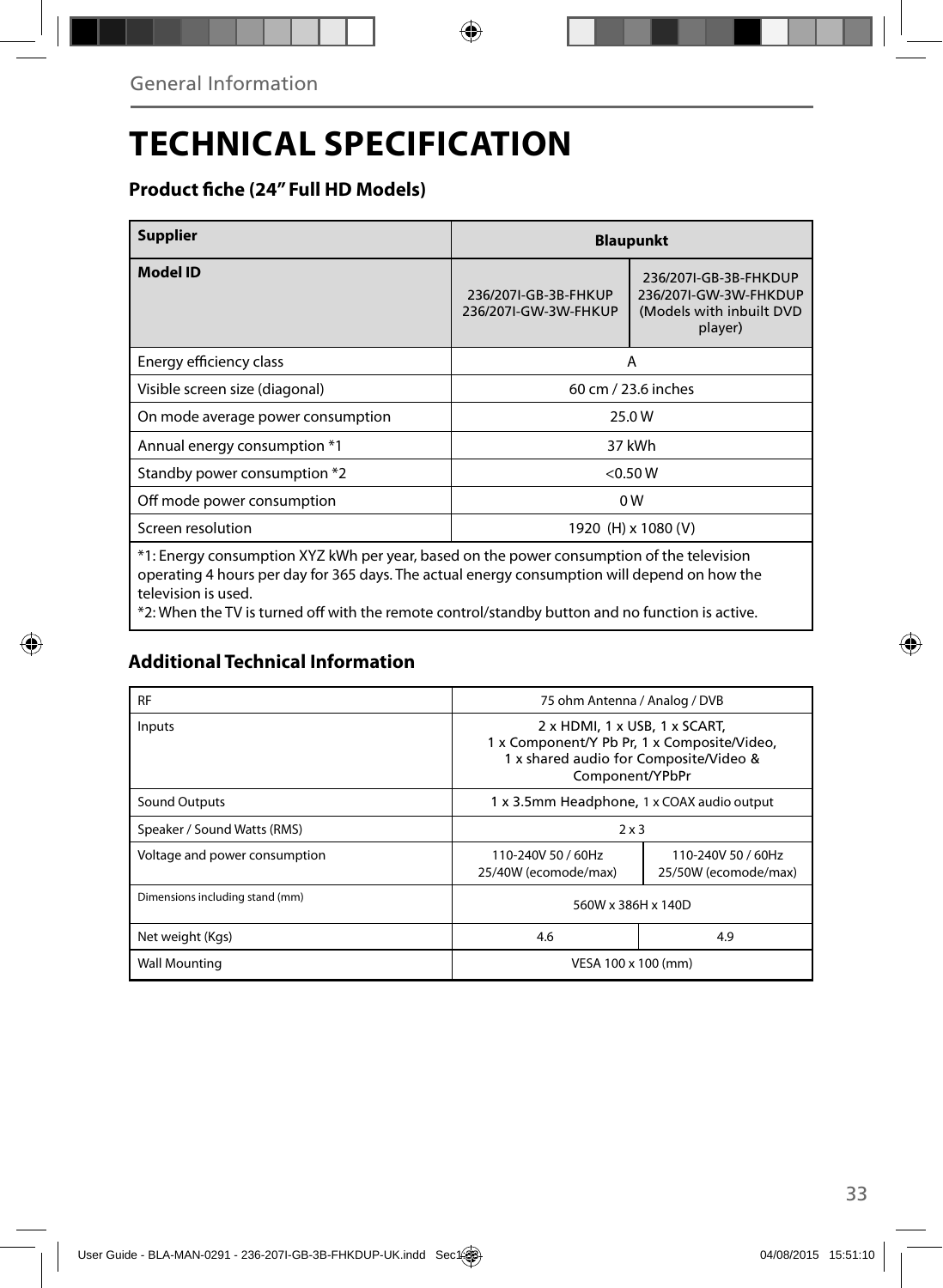General Information

# TECHNICAL SPECIFICATION

## Product fiche (24" Full HD Models)

| **Supplier** | **Blaupunkt** | |
|---|---|---|
| **Model ID** | 236/207I-GB-3B-FHKUP 236/207I-GW-3W-FHKUP | 236/207I-GB-3B-FHKDUP 236/207I-GW-3W-FHKDUP (Models with inbuilt DVD player) |
| Energy efficiency class | A | |
| Visible screen size (diagonal) | 60 cm / 23.6 inches | |
| On mode average power consumption | 25.0 W | |
| Annual energy consumption *1 | 37 kWh | |
| Standby power consumption *2 | <0.50 W | |
| Off mode power consumption | 0 W | |
| Screen resolution | 1920 (H) x 1080 (V) | |

*1: Energy consumption XYZ kWh per year, based on the power consumption of the television operating 4 hours per day for 365 days. The actual energy consumption will depend on how the television is used.
*2: When the TV is turned off with the remote control/standby button and no function is active.

## Additional Technical Information

| RF | 75 ohm Antenna / Analog / DVB | |
|---|---|---|
| Inputs | 2 x HDMI, 1 x USB, 1 x SCART, 1 x Component/Y Pb Pr, 1 x Composite/Video, 1 x shared audio for Composite/Video & Component/YPbPr | |
| Sound Outputs | 1 x 3.5mm Headphone, 1 x COAX audio output | |
| Speaker / Sound Watts (RMS) | 2 x 3 | |
| Voltage and power consumption | 110-240V 50 / 60Hz 25/40W (ecomode/max) | 110-240V 50 / 60Hz 25/50W (ecomode/max) |
| Dimensions including stand (mm) | 560W x 386H x 140D | |
| Net weight (Kgs) | 4.6 | 4.9 |
| Wall Mounting | VESA 100 x 100 (mm) | |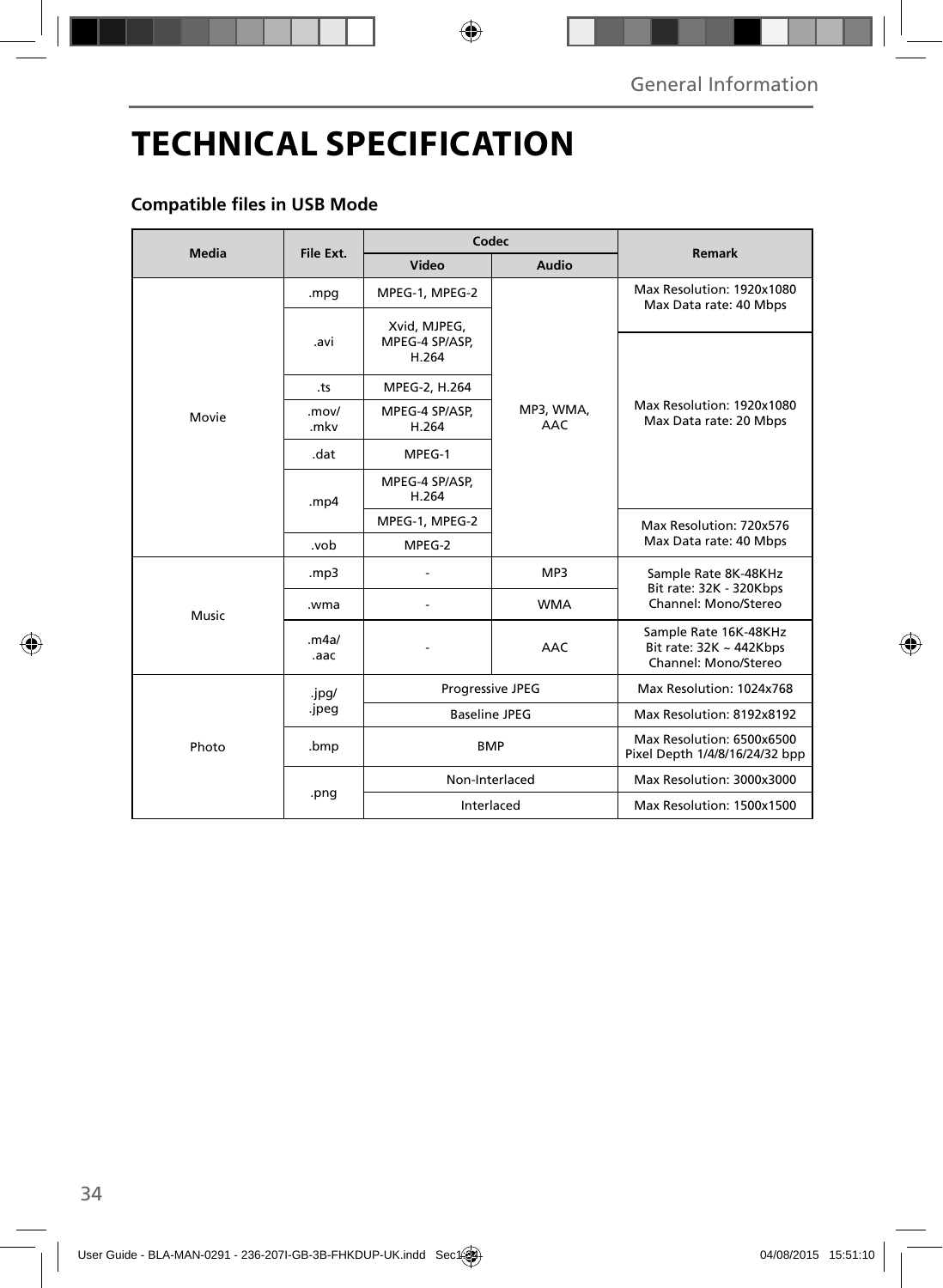# TECHNICAL SPECIFICATION

### Compatible files in USB Mode

| Media | File Ext. | Codec | | Remark |
|---|---|---|---|---|
| | | Video | Audio | |
| Movie | .mpg | MPEG-1, MPEG-2 | MP3, WMA, AAC | Max Resolution: 1920x1080 Max Data rate: 40 Mbps |
| | .avi | Xvid, MJPEG, MPEG-4 SP/ASP, H.264 | | Max Resolution: 1920x1080 Max Data rate: 20 Mbps |
| | .ts | MPEG-2, H.264 | | |
| | .mov/ .mkv | MPEG-4 SP/ASP, H.264 | | |
| | .dat | MPEG-1 | | |
| | .mp4 | MPEG-4 SP/ASP, H.264 | | |
| | | MPEG-1, MPEG-2 | | Max Resolution: 720x576 Max Data rate: 40 Mbps |
| | .vob | MPEG-2 | | |
| Music | .mp3 | - | MP3 | Sample Rate 8K-48KHz Bit rate: 32K - 320Kbps Channel: Mono/Stereo |
| | .wma | - | WMA | |
| | .m4a/ .aac | - | AAC | Sample Rate 16K-48KHz Bit rate: 32K ~ 442Kbps Channel: Mono/Stereo |
| Photo | .jpg/ .jpeg | Progressive JPEG | | Max Resolution: 1024x768 |
| | | Baseline JPEG | | Max Resolution: 8192x8192 |
| | .bmp | BMP | | Max Resolution: 6500x6500 Pixel Depth 1/4/8/16/24/32 bpp |
| | .png | Non-Interlaced | | Max Resolution: 3000x3000 |
| | | Interlaced | | Max Resolution: 1500x1500 |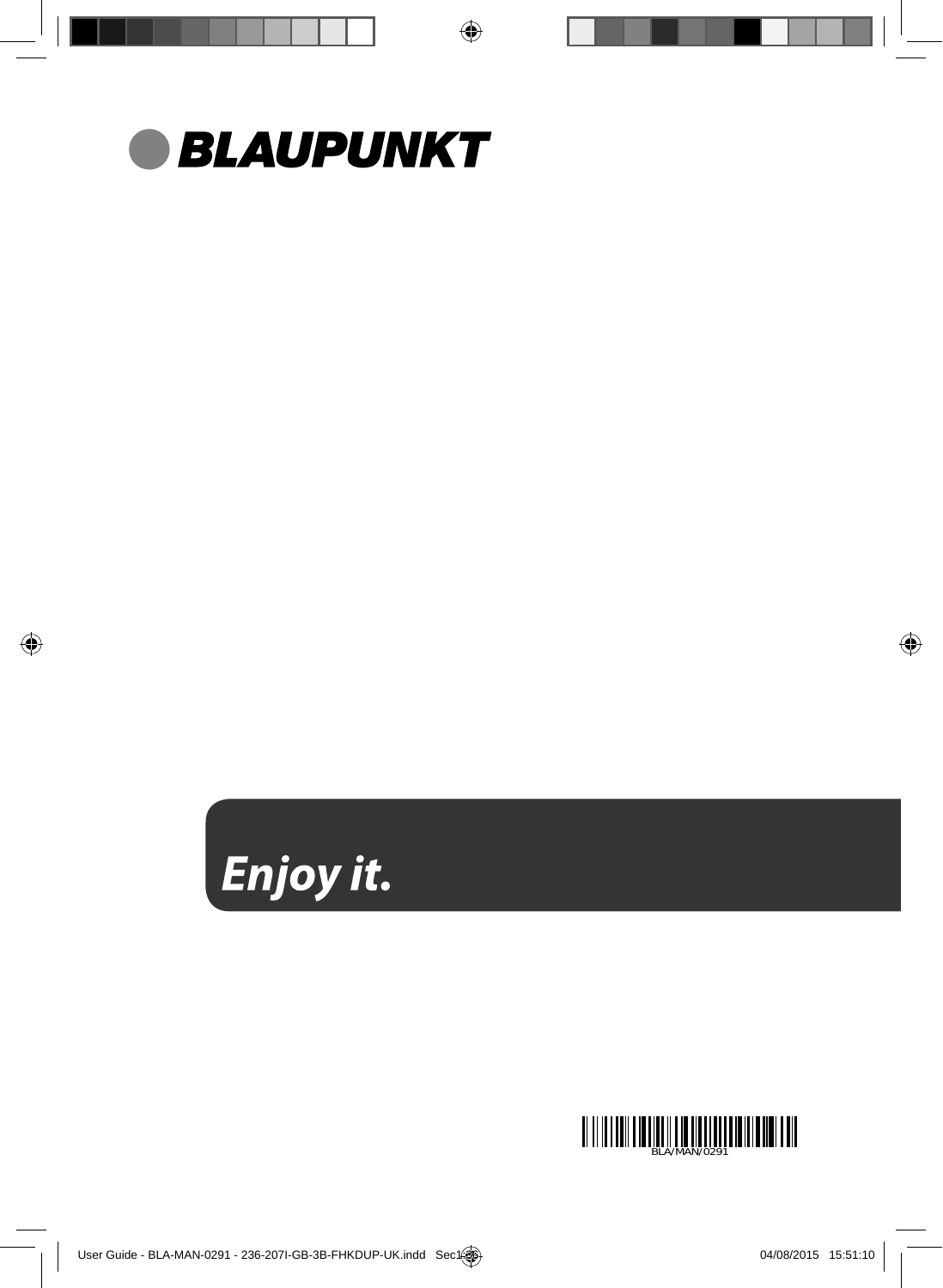BLAUPUNKT

*Enjoy it.*

BLA/MAN/0291